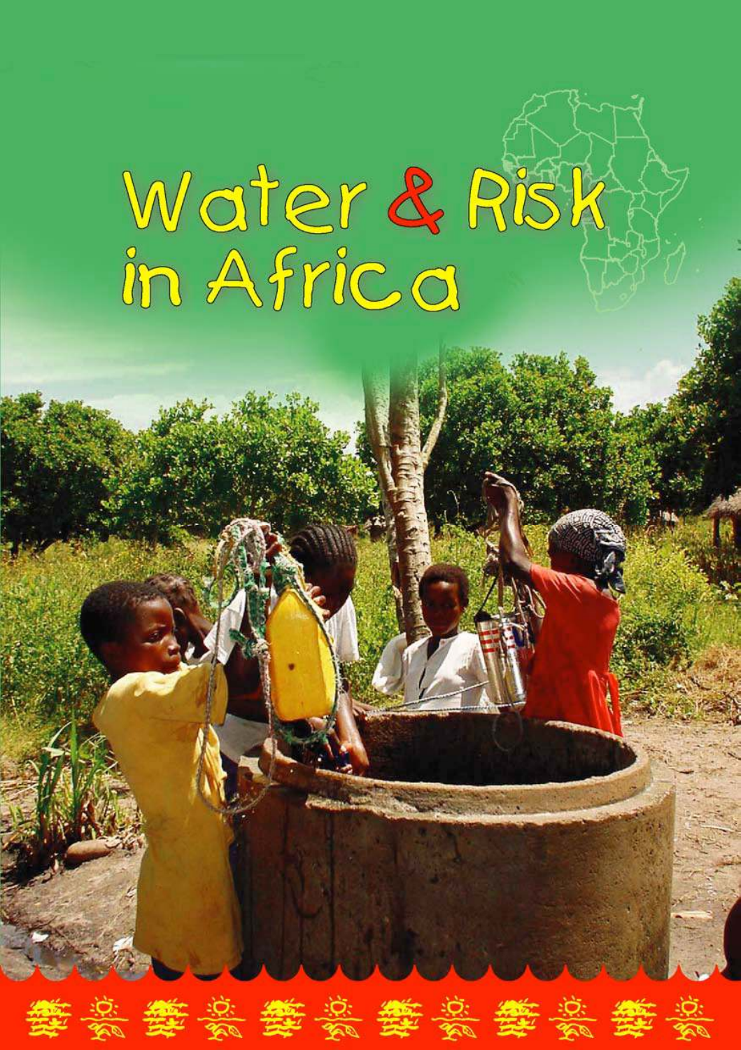# Water & Risk in Africa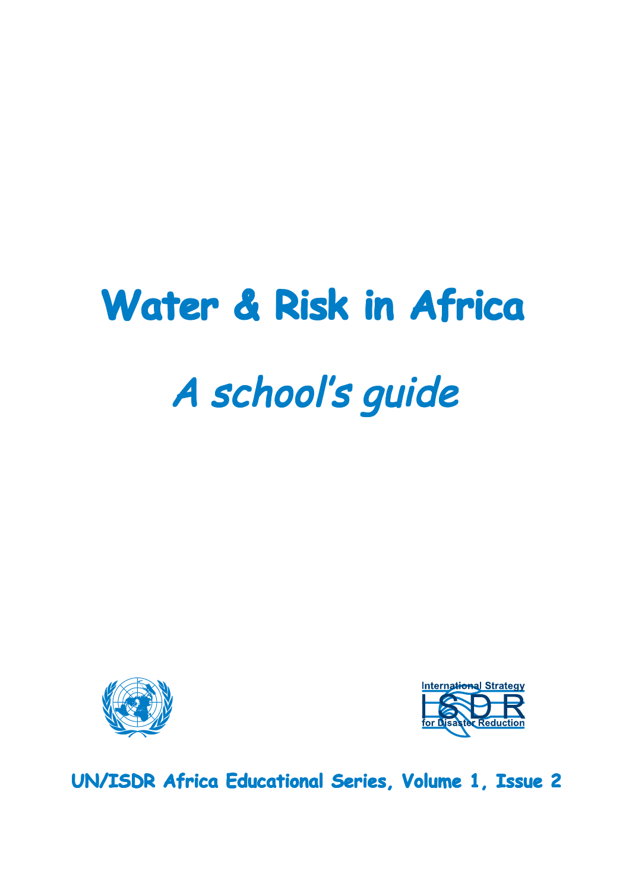# Water & Risk in Africa

## *A school's guide*

International Strategy
ISDR
for Disaster Reduction

**UN/ISDR Africa Educational Series, Volume 1, Issue 2**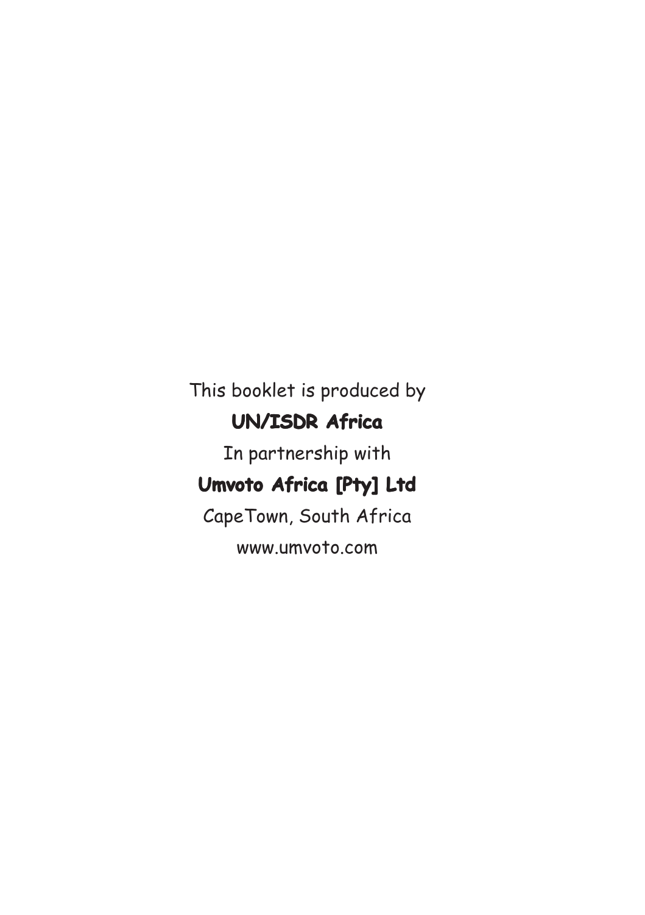This booklet is produced by

**UN/ISDR Africa**

In partnership with

**Umvoto Africa [Pty] Ltd**

CapeTown, South Africa

www.umvoto.com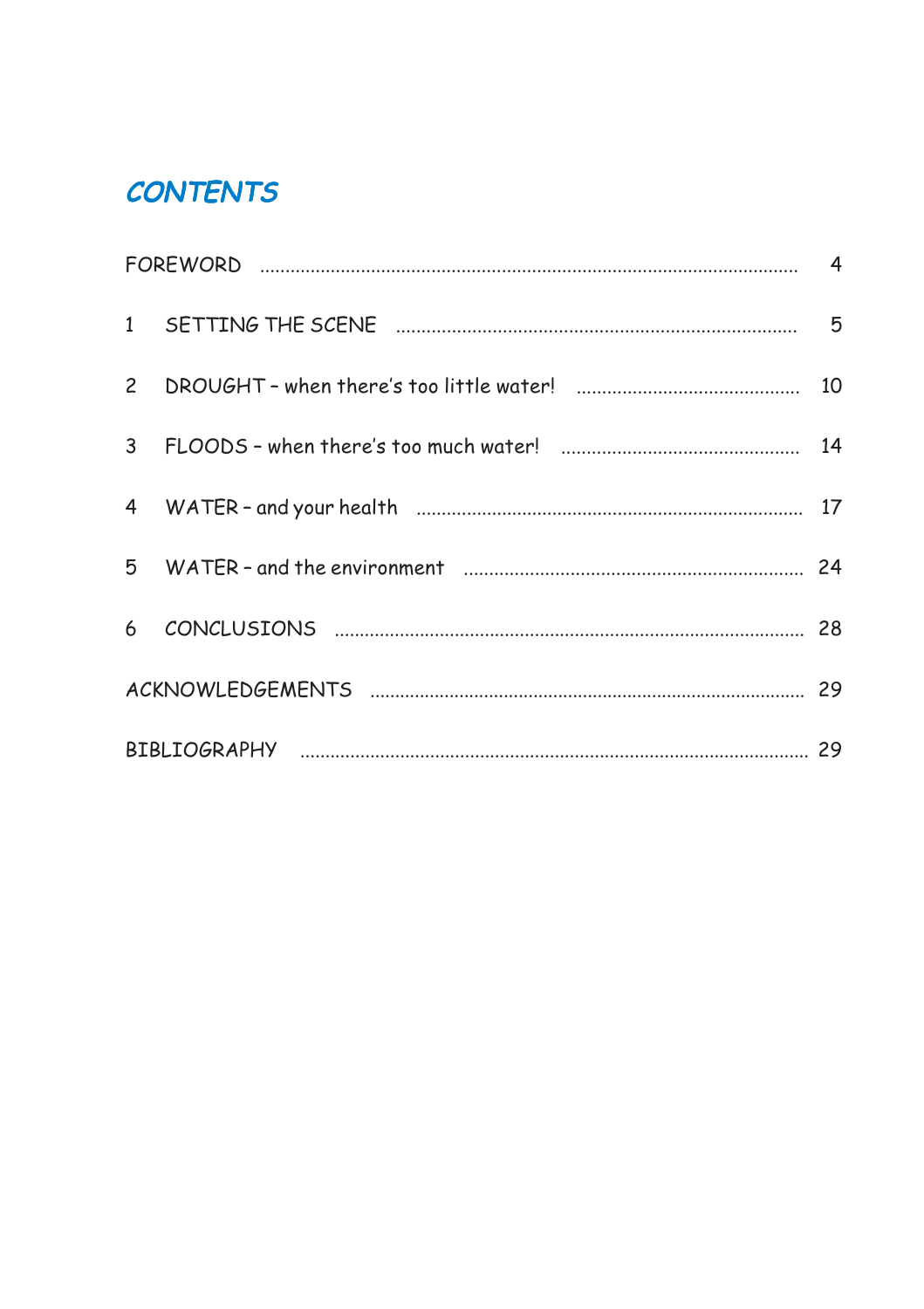# CONTENTS

| | | |
|---|---|---|
| FOREWORD | | 4 |
| 1 | SETTING THE SCENE | 5 |
| 2 | DROUGHT – when there's too little water! | 10 |
| 3 | FLOODS – when there's too much water! | 14 |
| 4 | WATER – and your health | 17 |
| 5 | WATER – and the environment | 24 |
| 6 | CONCLUSIONS | 28 |
| ACKNOWLEDGEMENTS | | 29 |
| BIBLIOGRAPHY | | 29 |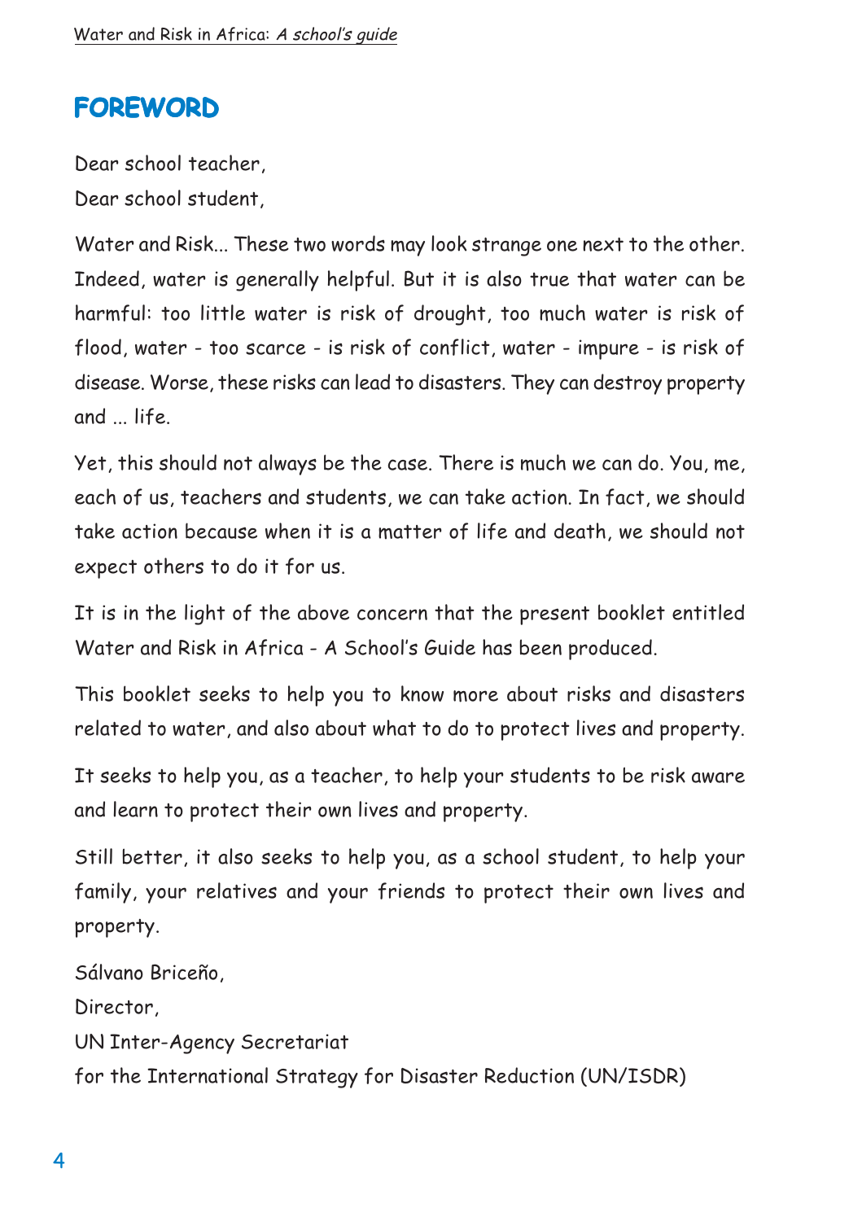# FOREWORD

Dear school teacher,

Dear school student,

Water and Risk... These two words may look strange one next to the other. Indeed, water is generally helpful. But it is also true that water can be harmful: too little water is risk of drought, too much water is risk of flood, water - too scarce - is risk of conflict, water - impure - is risk of disease. Worse, these risks can lead to disasters. They can destroy property and ... life.

Yet, this should not always be the case. There is much we can do. You, me, each of us, teachers and students, we can take action. In fact, we should take action because when it is a matter of life and death, we should not expect others to do it for us.

It is in the light of the above concern that the present booklet entitled Water and Risk in Africa - A School's Guide has been produced.

This booklet seeks to help you to know more about risks and disasters related to water, and also about what to do to protect lives and property.

It seeks to help you, as a teacher, to help your students to be risk aware and learn to protect their own lives and property.

Still better, it also seeks to help you, as a school student, to help your family, your relatives and your friends to protect their own lives and property.

Sálvano Briceño,

Director,

UN Inter-Agency Secretariat

for the International Strategy for Disaster Reduction (UN/ISDR)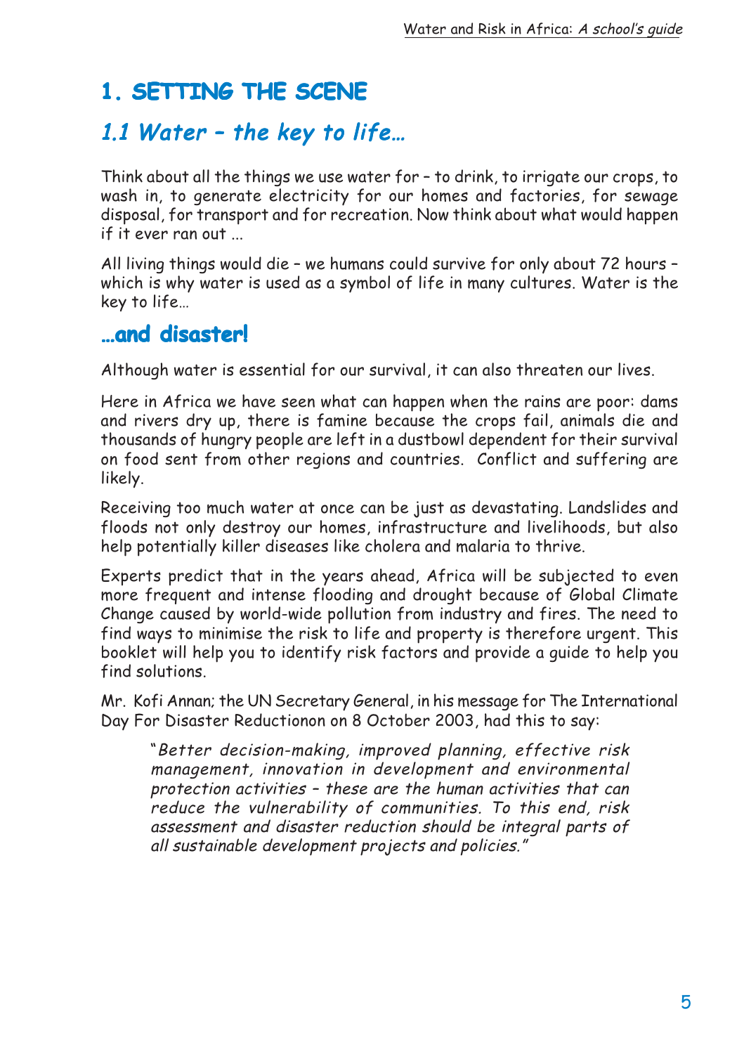# 1. SETTING THE SCENE

## *1.1 Water – the key to life…*

Think about all the things we use water for – to drink, to irrigate our crops, to wash in, to generate electricity for our homes and factories, for sewage disposal, for transport and for recreation. Now think about what would happen if it ever ran out ...

All living things would die – we humans could survive for only about 72 hours – which is why water is used as a symbol of life in many cultures. Water is the key to life…

### …and disaster!

Although water is essential for our survival, it can also threaten our lives.

Here in Africa we have seen what can happen when the rains are poor: dams and rivers dry up, there is famine because the crops fail, animals die and thousands of hungry people are left in a dustbowl dependent for their survival on food sent from other regions and countries. Conflict and suffering are likely.

Receiving too much water at once can be just as devastating. Landslides and floods not only destroy our homes, infrastructure and livelihoods, but also help potentially killer diseases like cholera and malaria to thrive.

Experts predict that in the years ahead, Africa will be subjected to even more frequent and intense flooding and drought because of Global Climate Change caused by world-wide pollution from industry and fires. The need to find ways to minimise the risk to life and property is therefore urgent. This booklet will help you to identify risk factors and provide a guide to help you find solutions.

Mr. Kofi Annan; the UN Secretary General, in his message for The International Day For Disaster Reductionon on 8 October 2003, had this to say:

> "*Better decision-making, improved planning, effective risk management, innovation in development and environmental protection activities – these are the human activities that can reduce the vulnerability of communities. To this end, risk assessment and disaster reduction should be integral parts of all sustainable development projects and policies.*"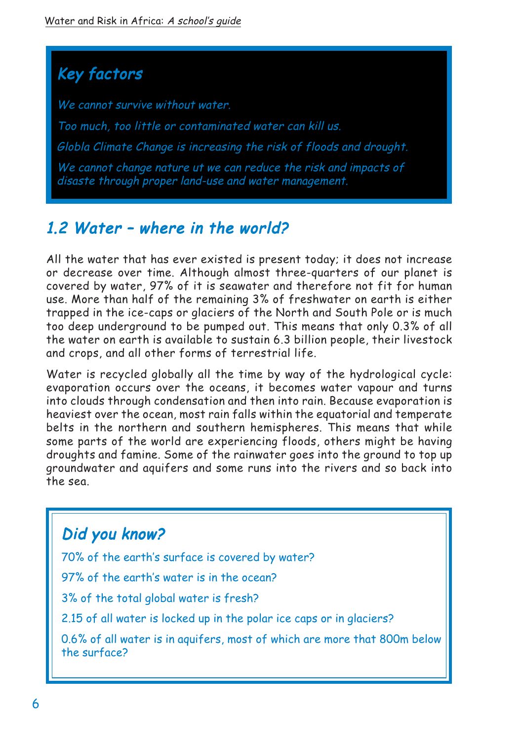## *Key factors*

*We cannot survive without water.*

*Too much, too little or contaminated water can kill us.*

*Globla Climate Change is increasing the risk of floods and drought.*

*We cannot change nature ut we can reduce the risk and impacts of disaste through proper land-use and water management.*

## *1.2 Water – where in the world?*

All the water that has ever existed is present today; it does not increase or decrease over time. Although almost three-quarters of our planet is covered by water, 97% of it is seawater and therefore not fit for human use. More than half of the remaining 3% of freshwater on earth is either trapped in the ice-caps or glaciers of the North and South Pole or is much too deep underground to be pumped out. This means that only 0.3% of all the water on earth is available to sustain 6.3 billion people, their livestock and crops, and all other forms of terrestrial life.

Water is recycled globally all the time by way of the hydrological cycle: evaporation occurs over the oceans, it becomes water vapour and turns into clouds through condensation and then into rain. Because evaporation is heaviest over the ocean, most rain falls within the equatorial and temperate belts in the northern and southern hemispheres. This means that while some parts of the world are experiencing floods, others might be having droughts and famine. Some of the rainwater goes into the ground to top up groundwater and aquifers and some runs into the rivers and so back into the sea.

### *Did you know?*

70% of the earth's surface is covered by water?

97% of the earth's water is in the ocean?

3% of the total global water is fresh?

2.15 of all water is locked up in the polar ice caps or in glaciers?

0.6% of all water is in aquifers, most of which are more that 800m below the surface?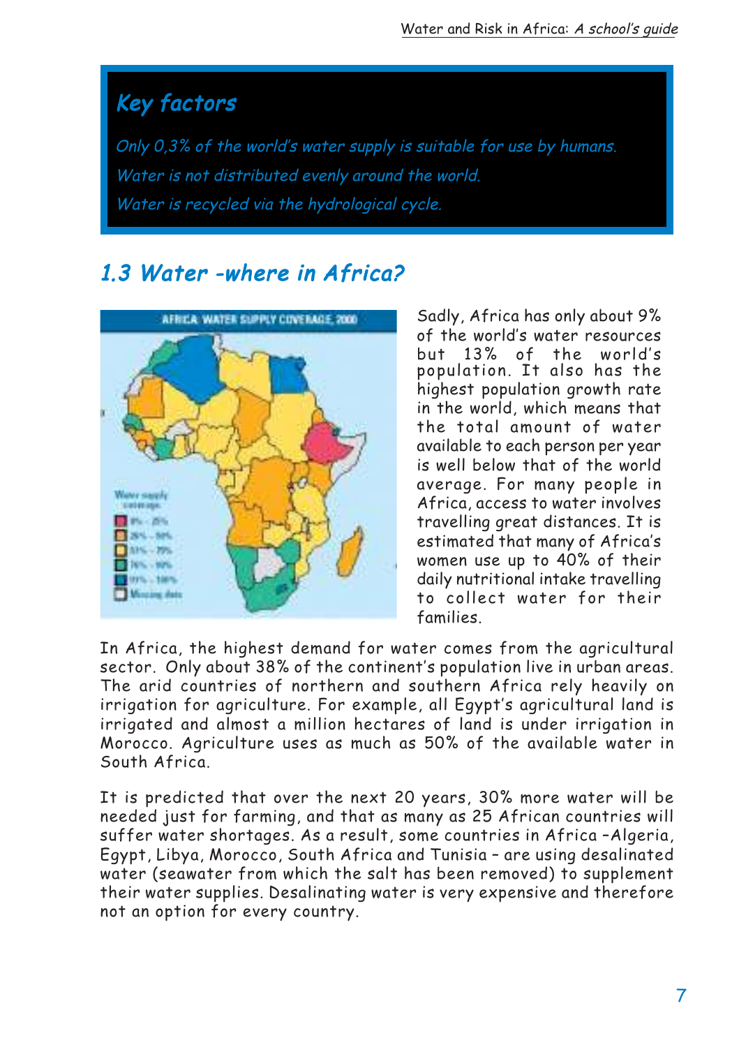## Key factors

*Only 0,3% of the world's water supply is suitable for use by humans.*

*Water is not distributed evenly around the world.*

*Water is recycled via the hydrological cycle.*

## 1.3 Water -where in Africa?

AFRICA WATER SUPPLY COVERAGE, 2000

Water supply coverage

0% - 25%

26% - 50%

51% - 75%

76% - 90%

91% - 100%

Missing data

Sadly, Africa has only about 9% of the world's water resources but 13% of the world's population. It also has the highest population growth rate in the world, which means that the total amount of water available to each person per year is well below that of the world average. For many people in Africa, access to water involves travelling great distances. It is estimated that many of Africa's women use up to 40% of their daily nutritional intake travelling to collect water for their families.

In Africa, the highest demand for water comes from the agricultural sector. Only about 38% of the continent's population live in urban areas. The arid countries of northern and southern Africa rely heavily on irrigation for agriculture. For example, all Egypt's agricultural land is irrigated and almost a million hectares of land is under irrigation in Morocco. Agriculture uses as much as 50% of the available water in South Africa.

It is predicted that over the next 20 years, 30% more water will be needed just for farming, and that as many as 25 African countries will suffer water shortages. As a result, some countries in Africa –Algeria, Egypt, Libya, Morocco, South Africa and Tunisia – are using desalinated water (seawater from which the salt has been removed) to supplement their water supplies. Desalinating water is very expensive and therefore not an option for every country.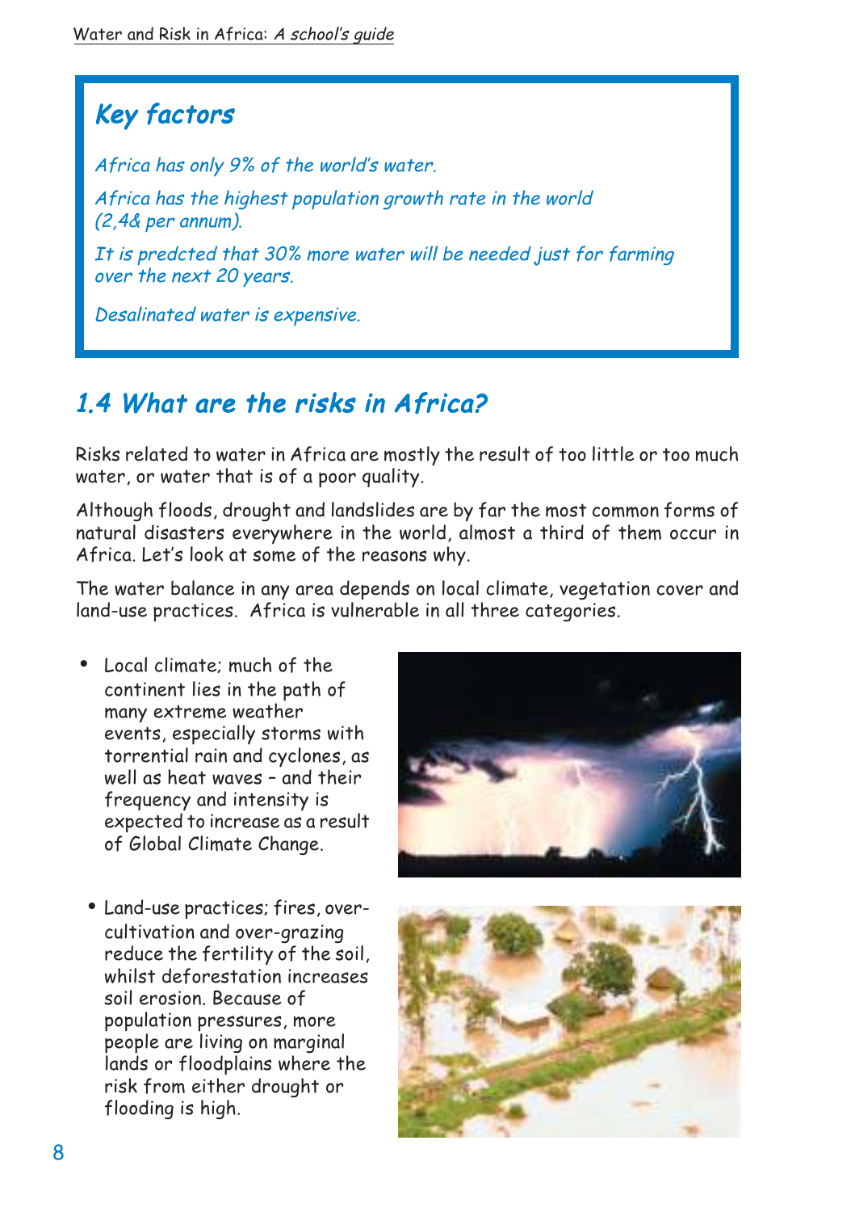## *Key factors*

*Africa has only 9% of the world's water.*

*Africa has the highest population growth rate in the world (2,4& per annum).*

*It is predcted that 30% more water will be needed just for farming over the next 20 years.*

*Desalinated water is expensive.*

## *1.4 What are the risks in Africa?*

Risks related to water in Africa are mostly the result of too little or too much water, or water that is of a poor quality.

Although floods, drought and landslides are by far the most common forms of natural disasters everywhere in the world, almost a third of them occur in Africa. Let's look at some of the reasons why.

The water balance in any area depends on local climate, vegetation cover and land-use practices. Africa is vulnerable in all three categories.

- Local climate; much of the continent lies in the path of many extreme weather events, especially storms with torrential rain and cyclones, as well as heat waves – and their frequency and intensity is expected to increase as a result of Global Climate Change.

- Land-use practices; fires, over-cultivation and over-grazing reduce the fertility of the soil, whilst deforestation increases soil erosion. Because of population pressures, more people are living on marginal lands or floodplains where the risk from either drought or flooding is high.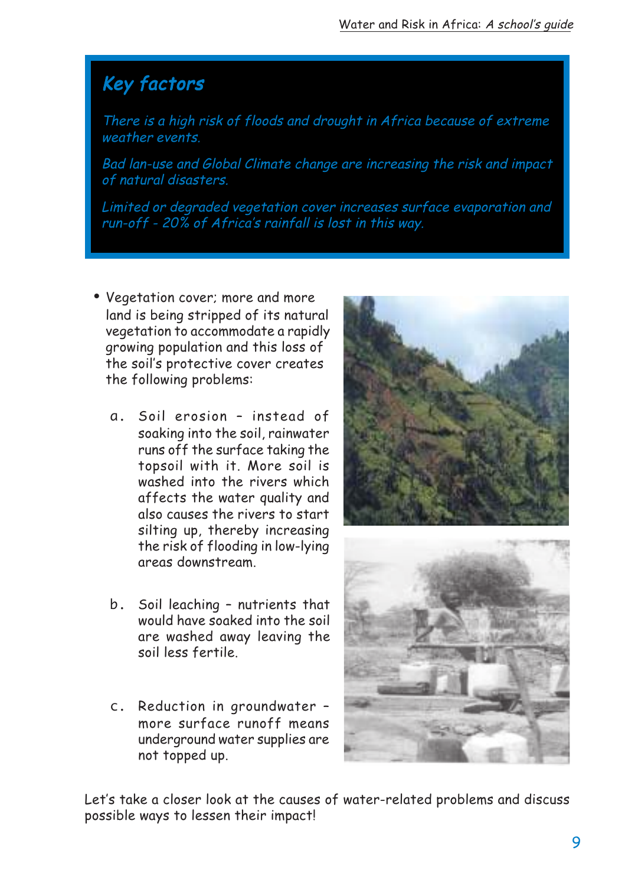## *Key factors*

*There is a high risk of floods and drought in Africa because of extreme weather events.*

*Bad lan-use and Global Climate change are increasing the risk and impact of natural disasters.*

*Limited or degraded vegetation cover increases surface evaporation and run-off - 20% of Africa's rainfall is lost in this way.*

- Vegetation cover; more and more land is being stripped of its natural vegetation to accommodate a rapidly growing population and this loss of the soil's protective cover creates the following problems:

  a. Soil erosion – instead of soaking into the soil, rainwater runs off the surface taking the topsoil with it. More soil is washed into the rivers which affects the water quality and also causes the rivers to start silting up, thereby increasing the risk of flooding in low-lying areas downstream.

  b. Soil leaching – nutrients that would have soaked into the soil are washed away leaving the soil less fertile.

  c. Reduction in groundwater – more surface runoff means underground water supplies are not topped up.

Let's take a closer look at the causes of water-related problems and discuss possible ways to lessen their impact!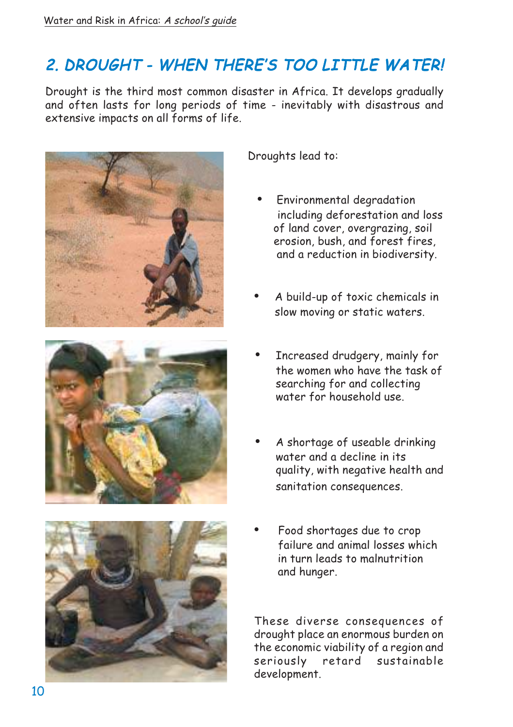## 2. DROUGHT - WHEN THERE'S TOO LITTLE WATER!

Drought is the third most common disaster in Africa. It develops gradually and often lasts for long periods of time - inevitably with disastrous and extensive impacts on all forms of life.

Droughts lead to:

- Environmental degradation including deforestation and loss of land cover, overgrazing, soil erosion, bush, and forest fires, and a reduction in biodiversity.
- A build-up of toxic chemicals in slow moving or static waters.
- Increased drudgery, mainly for the women who have the task of searching for and collecting water for household use.
- A shortage of useable drinking water and a decline in its quality, with negative health and sanitation consequences.
- Food shortages due to crop failure and animal losses which in turn leads to malnutrition and hunger.

These diverse consequences of drought place an enormous burden on the economic viability of a region and seriously retard sustainable development.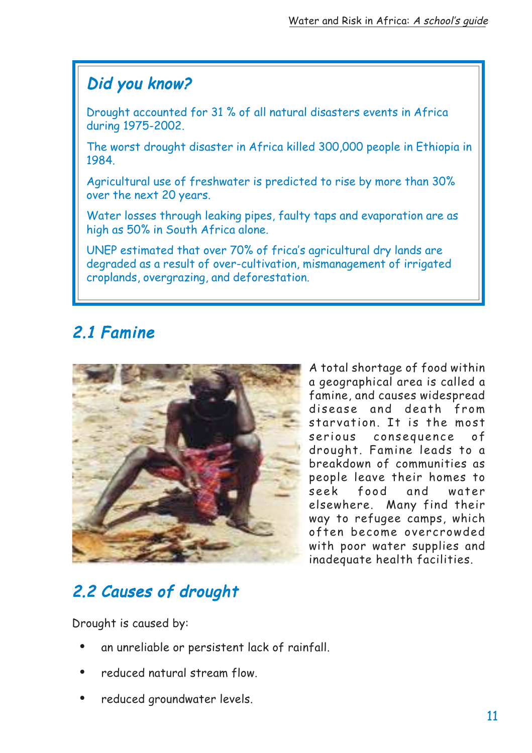## Did you know?

Drought accounted for 31 % of all natural disasters events in Africa during 1975-2002.

The worst drought disaster in Africa killed 300,000 people in Ethiopia in 1984.

Agricultural use of freshwater is predicted to rise by more than 30% over the next 20 years.

Water losses through leaking pipes, faulty taps and evaporation are as high as 50% in South Africa alone.

UNEP estimated that over 70% of frica's agricultural dry lands are degraded as a result of over-cultivation, mismanagement of irrigated croplands, overgrazing, and deforestation.

## 2.1 Famine

A total shortage of food within a geographical area is called a famine, and causes widespread disease and death from starvation. It is the most serious consequence of drought. Famine leads to a breakdown of communities as people leave their homes to seek food and water elsewhere. Many find their way to refugee camps, which often become overcrowded with poor water supplies and inadequate health facilities.

## 2.2 Causes of drought

Drought is caused by:

- an unreliable or persistent lack of rainfall.
- reduced natural stream flow.
- reduced groundwater levels.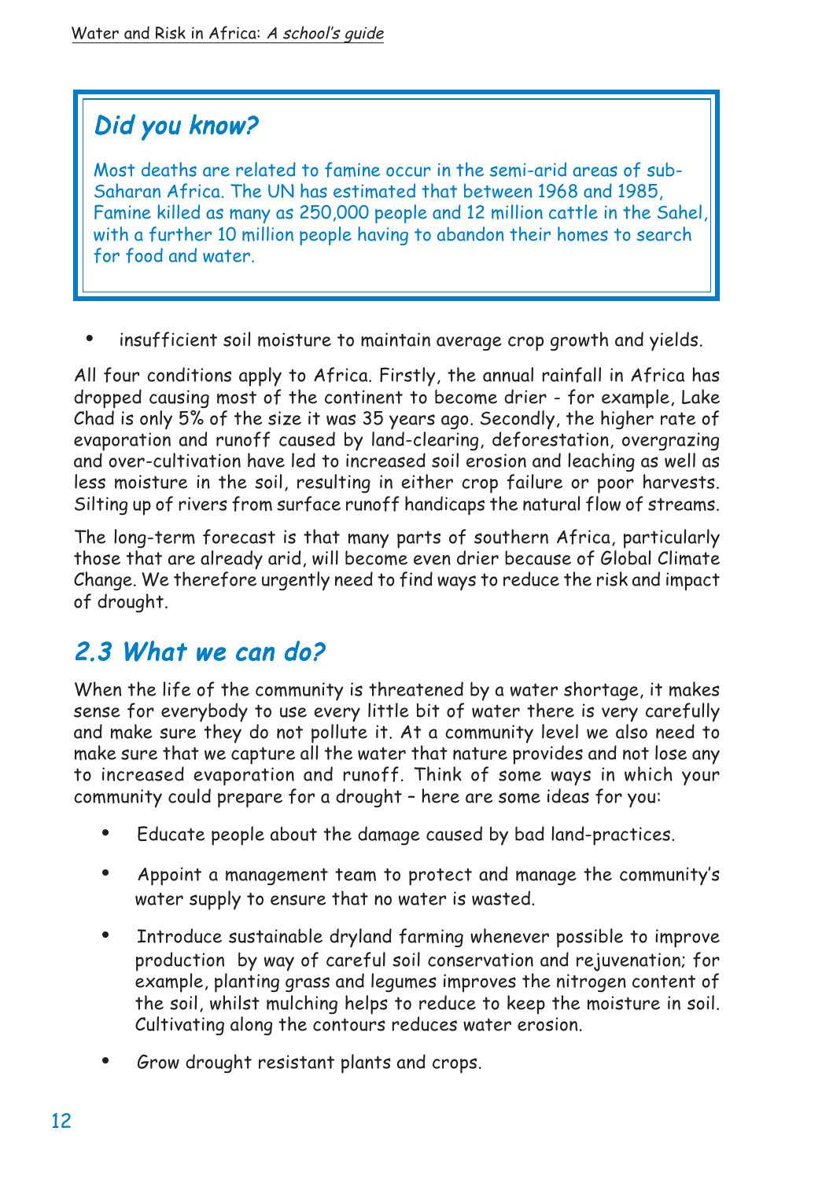## *Did you know?*

Most deaths are related to famine occur in the semi-arid areas of sub-Saharan Africa. The UN has estimated that between 1968 and 1985, Famine killed as many as 250,000 people and 12 million cattle in the Sahel, with a further 10 million people having to abandon their homes to search for food and water.

- insufficient soil moisture to maintain average crop growth and yields.

All four conditions apply to Africa. Firstly, the annual rainfall in Africa has dropped causing most of the continent to become drier - for example, Lake Chad is only 5% of the size it was 35 years ago. Secondly, the higher rate of evaporation and runoff caused by land-clearing, deforestation, overgrazing and over-cultivation have led to increased soil erosion and leaching as well as less moisture in the soil, resulting in either crop failure or poor harvests. Silting up of rivers from surface runoff handicaps the natural flow of streams.

The long-term forecast is that many parts of southern Africa, particularly those that are already arid, will become even drier because of Global Climate Change. We therefore urgently need to find ways to reduce the risk and impact of drought.

## *2.3 What we can do?*

When the life of the community is threatened by a water shortage, it makes sense for everybody to use every little bit of water there is very carefully and make sure they do not pollute it. At a community level we also need to make sure that we capture all the water that nature provides and not lose any to increased evaporation and runoff. Think of some ways in which your community could prepare for a drought – here are some ideas for you:

- Educate people about the damage caused by bad land-practices.
- Appoint a management team to protect and manage the community's water supply to ensure that no water is wasted.
- Introduce sustainable dryland farming whenever possible to improve production by way of careful soil conservation and rejuvenation; for example, planting grass and legumes improves the nitrogen content of the soil, whilst mulching helps to reduce to keep the moisture in soil. Cultivating along the contours reduces water erosion.
- Grow drought resistant plants and crops.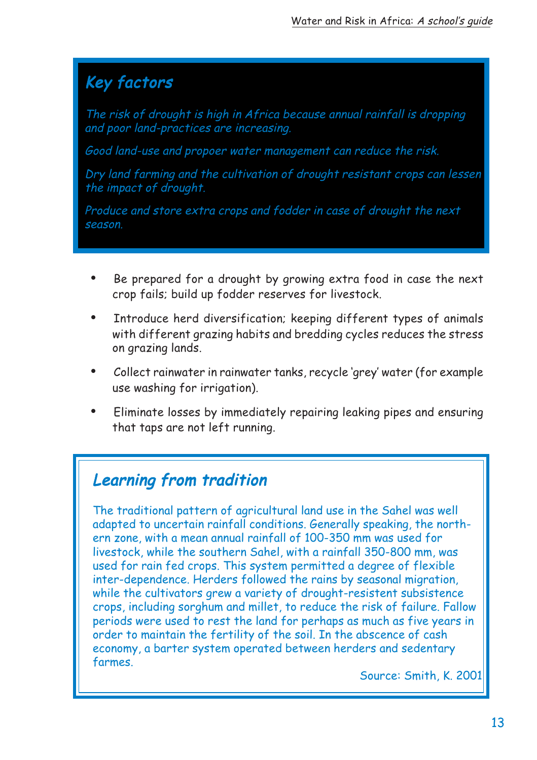## *Key factors*

*The risk of drought is high in Africa because annual rainfall is dropping and poor land-practices are increasing.*

*Good land-use and propoer water management can reduce the risk.*

*Dry land farming and the cultivation of drought resistant crops can lessen the impact of drought.*

*Produce and store extra crops and fodder in case of drought the next season.*

- Be prepared for a drought by growing extra food in case the next crop fails; build up fodder reserves for livestock.
- Introduce herd diversification; keeping different types of animals with different grazing habits and bredding cycles reduces the stress on grazing lands.
- Collect rainwater in rainwater tanks, recycle 'grey' water (for example use washing for irrigation).
- Eliminate losses by immediately repairing leaking pipes and ensuring that taps are not left running.

## *Learning from tradition*

The traditional pattern of agricultural land use in the Sahel was well adapted to uncertain rainfall conditions. Generally speaking, the northern zone, with a mean annual rainfall of 100-350 mm was used for livestock, while the southern Sahel, with a rainfall 350-800 mm, was used for rain fed crops. This system permitted a degree of flexible inter-dependence. Herders followed the rains by seasonal migration, while the cultivators grew a variety of drought-resistent subsistence crops, including sorghum and millet, to reduce the risk of failure. Fallow periods were used to rest the land for perhaps as much as five years in order to maintain the fertility of the soil. In the abscence of cash economy, a barter system operated between herders and sedentary farmes.

Source: Smith, K. 2001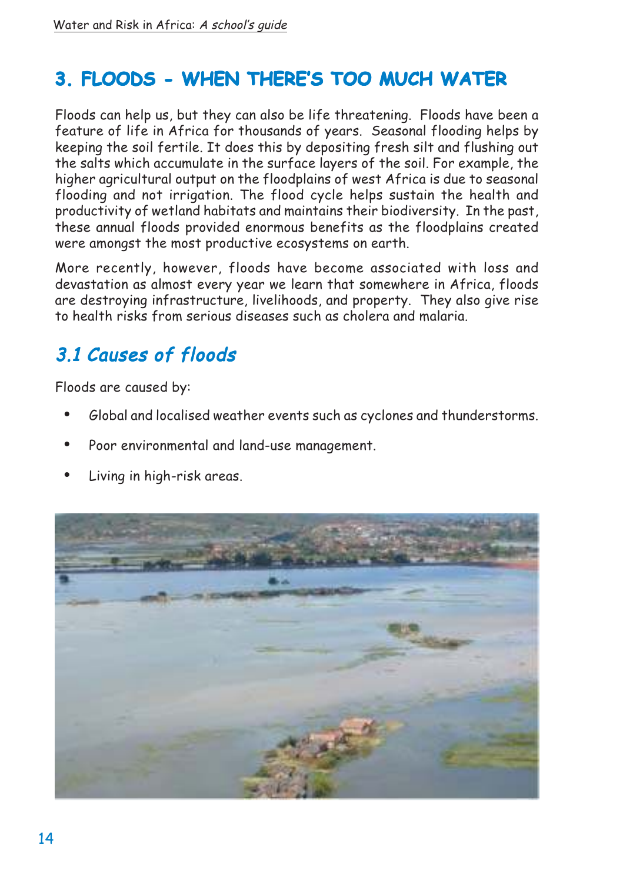# 3. FLOODS - WHEN THERE'S TOO MUCH WATER

Floods can help us, but they can also be life threatening. Floods have been a feature of life in Africa for thousands of years. Seasonal flooding helps by keeping the soil fertile. It does this by depositing fresh silt and flushing out the salts which accumulate in the surface layers of the soil. For example, the higher agricultural output on the floodplains of west Africa is due to seasonal flooding and not irrigation. The flood cycle helps sustain the health and productivity of wetland habitats and maintains their biodiversity. In the past, these annual floods provided enormous benefits as the floodplains created were amongst the most productive ecosystems on earth.

More recently, however, floods have become associated with loss and devastation as almost every year we learn that somewhere in Africa, floods are destroying infrastructure, livelihoods, and property. They also give rise to health risks from serious diseases such as cholera and malaria.

## *3.1 Causes of floods*

Floods are caused by:

- Global and localised weather events such as cyclones and thunderstorms.
- Poor environmental and land-use management.
- Living in high-risk areas.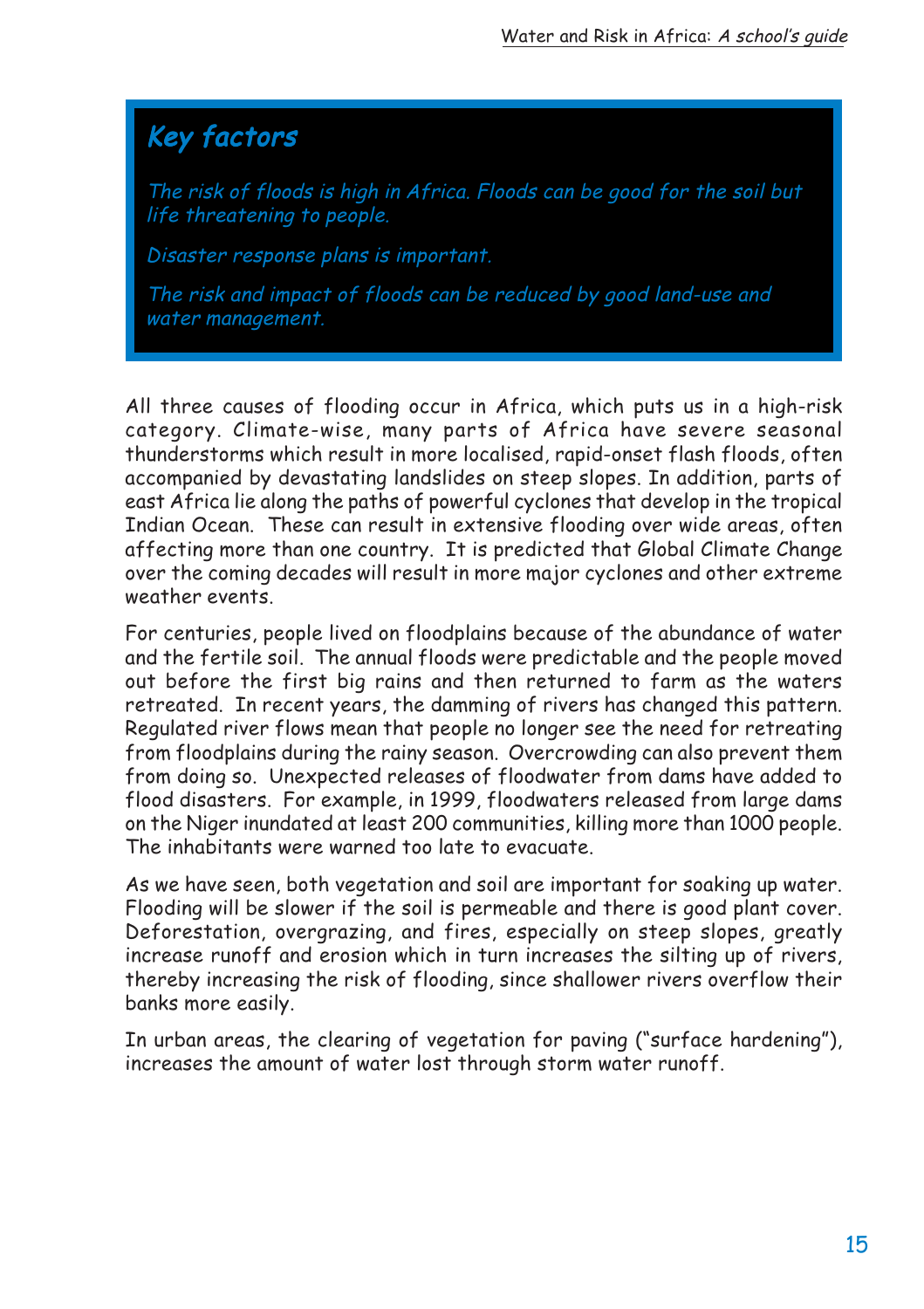## *Key factors*

*The risk of floods is high in Africa. Floods can be good for the soil but life threatening to people.*

*Disaster response plans is important.*

*The risk and impact of floods can be reduced by good land-use and water management.*

All three causes of flooding occur in Africa, which puts us in a high-risk category. Climate-wise, many parts of Africa have severe seasonal thunderstorms which result in more localised, rapid-onset flash floods, often accompanied by devastating landslides on steep slopes. In addition, parts of east Africa lie along the paths of powerful cyclones that develop in the tropical Indian Ocean. These can result in extensive flooding over wide areas, often affecting more than one country. It is predicted that Global Climate Change over the coming decades will result in more major cyclones and other extreme weather events.

For centuries, people lived on floodplains because of the abundance of water and the fertile soil. The annual floods were predictable and the people moved out before the first big rains and then returned to farm as the waters retreated. In recent years, the damming of rivers has changed this pattern. Regulated river flows mean that people no longer see the need for retreating from floodplains during the rainy season. Overcrowding can also prevent them from doing so. Unexpected releases of floodwater from dams have added to flood disasters. For example, in 1999, floodwaters released from large dams on the Niger inundated at least 200 communities, killing more than 1000 people. The inhabitants were warned too late to evacuate.

As we have seen, both vegetation and soil are important for soaking up water. Flooding will be slower if the soil is permeable and there is good plant cover. Deforestation, overgrazing, and fires, especially on steep slopes, greatly increase runoff and erosion which in turn increases the silting up of rivers, thereby increasing the risk of flooding, since shallower rivers overflow their banks more easily.

In urban areas, the clearing of vegetation for paving ("surface hardening"), increases the amount of water lost through storm water runoff.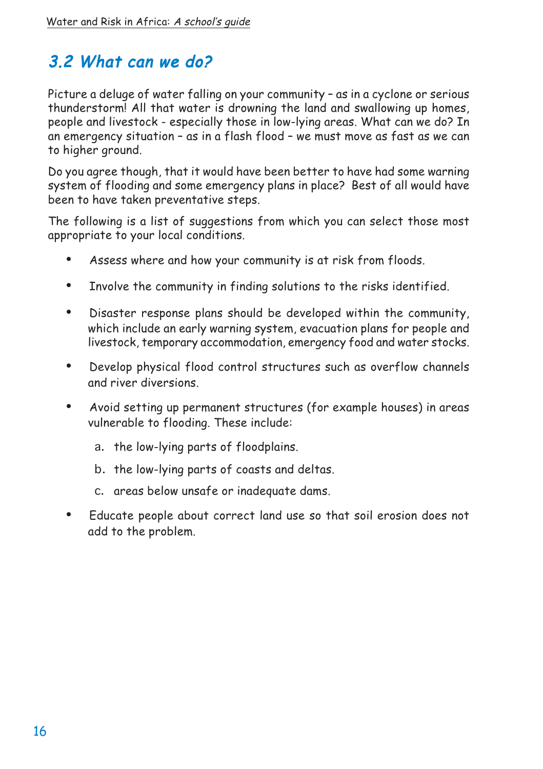## *3.2 What can we do?*

Picture a deluge of water falling on your community – as in a cyclone or serious thunderstorm! All that water is drowning the land and swallowing up homes, people and livestock - especially those in low-lying areas. What can we do? In an emergency situation – as in a flash flood – we must move as fast as we can to higher ground.

Do you agree though, that it would have been better to have had some warning system of flooding and some emergency plans in place? Best of all would have been to have taken preventative steps.

The following is a list of suggestions from which you can select those most appropriate to your local conditions.

- Assess where and how your community is at risk from floods.
- Involve the community in finding solutions to the risks identified.
- Disaster response plans should be developed within the community, which include an early warning system, evacuation plans for people and livestock, temporary accommodation, emergency food and water stocks.
- Develop physical flood control structures such as overflow channels and river diversions.
- Avoid setting up permanent structures (for example houses) in areas vulnerable to flooding. These include:
    a. the low-lying parts of floodplains.
    b. the low-lying parts of coasts and deltas.
    c. areas below unsafe or inadequate dams.
- Educate people about correct land use so that soil erosion does not add to the problem.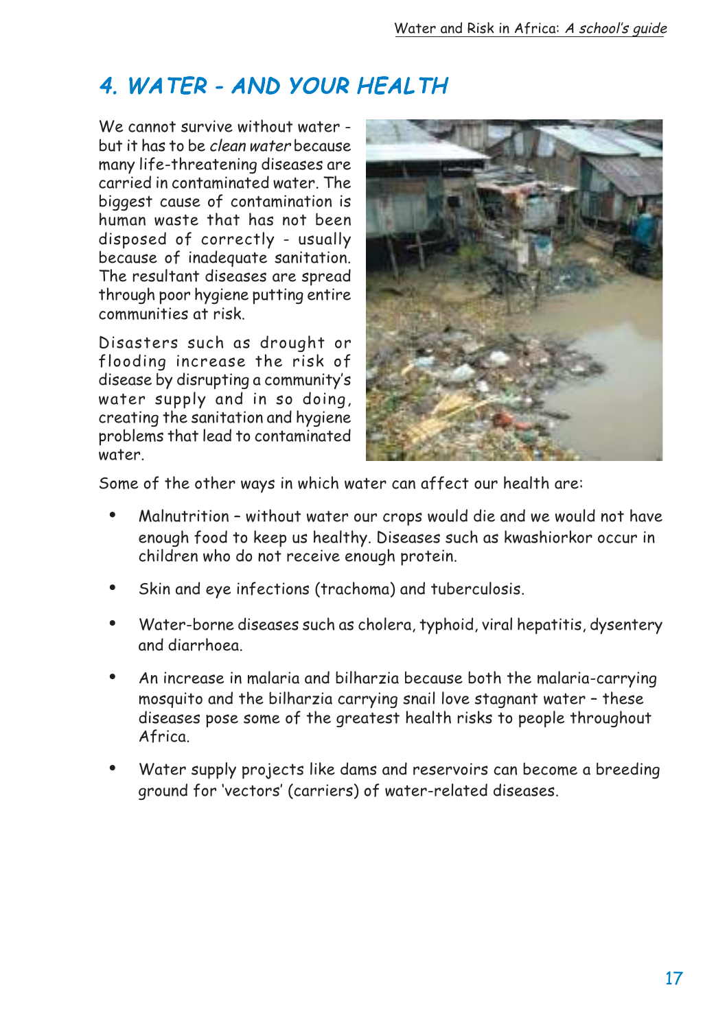## 4. WATER - AND YOUR HEALTH

We cannot survive without water - but it has to be *clean water* because many life-threatening diseases are carried in contaminated water. The biggest cause of contamination is human waste that has not been disposed of correctly - usually because of inadequate sanitation. The resultant diseases are spread through poor hygiene putting entire communities at risk.

Disasters such as drought or flooding increase the risk of disease by disrupting a community's water supply and in so doing, creating the sanitation and hygiene problems that lead to contaminated water.

Some of the other ways in which water can affect our health are:

- Malnutrition – without water our crops would die and we would not have enough food to keep us healthy. Diseases such as kwashiorkor occur in children who do not receive enough protein.
- Skin and eye infections (trachoma) and tuberculosis.
- Water-borne diseases such as cholera, typhoid, viral hepatitis, dysentery and diarrhoea.
- An increase in malaria and bilharzia because both the malaria-carrying mosquito and the bilharzia carrying snail love stagnant water – these diseases pose some of the greatest health risks to people throughout Africa.
- Water supply projects like dams and reservoirs can become a breeding ground for 'vectors' (carriers) of water-related diseases.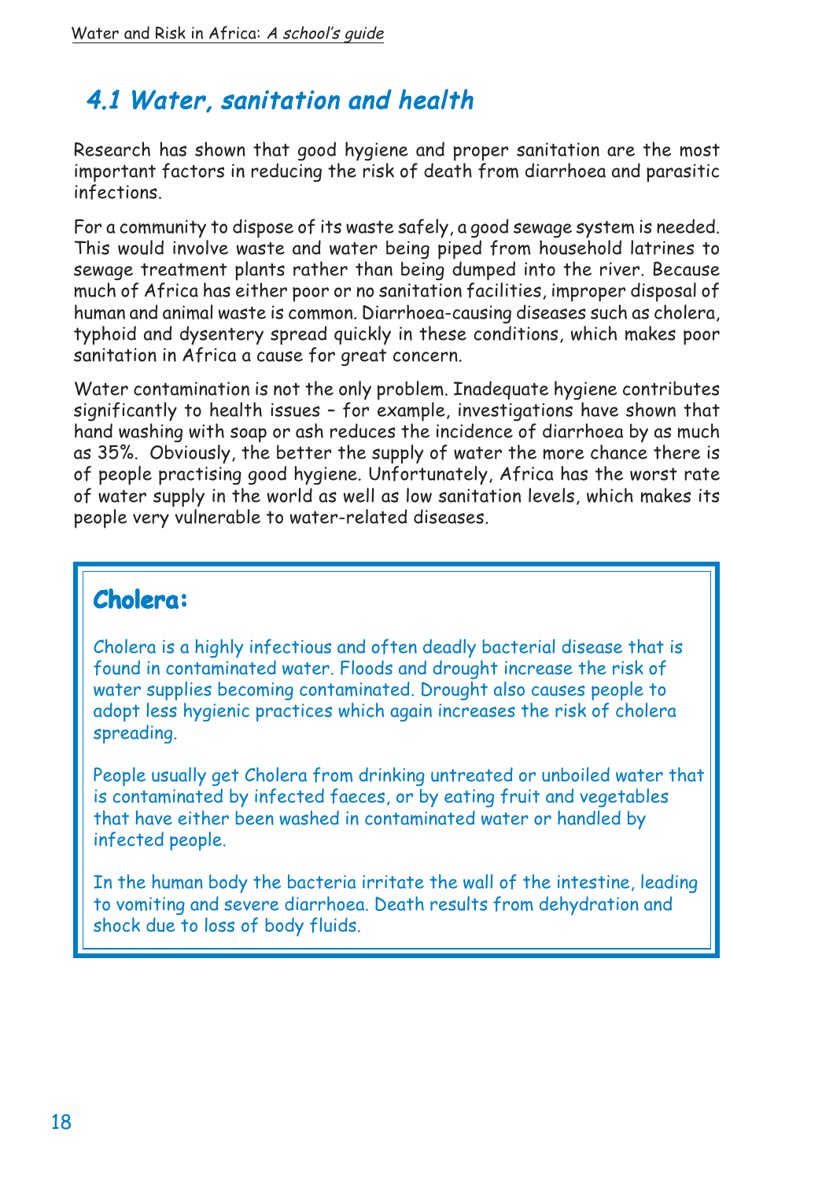## *4.1 Water, sanitation and health*

Research has shown that good hygiene and proper sanitation are the most important factors in reducing the risk of death from diarrhoea and parasitic infections.

For a community to dispose of its waste safely, a good sewage system is needed. This would involve waste and water being piped from household latrines to sewage treatment plants rather than being dumped into the river. Because much of Africa has either poor or no sanitation facilities, improper disposal of human and animal waste is common. Diarrhoea-causing diseases such as cholera, typhoid and dysentery spread quickly in these conditions, which makes poor sanitation in Africa a cause for great concern.

Water contamination is not the only problem. Inadequate hygiene contributes significantly to health issues – for example, investigations have shown that hand washing with soap or ash reduces the incidence of diarrhoea by as much as 35%. Obviously, the better the supply of water the more chance there is of people practising good hygiene. Unfortunately, Africa has the worst rate of water supply in the world as well as low sanitation levels, which makes its people very vulnerable to water-related diseases.

### Cholera:

Cholera is a highly infectious and often deadly bacterial disease that is found in contaminated water. Floods and drought increase the risk of water supplies becoming contaminated. Drought also causes people to adopt less hygienic practices which again increases the risk of cholera spreading.

People usually get Cholera from drinking untreated or unboiled water that is contaminated by infected faeces, or by eating fruit and vegetables that have either been washed in contaminated water or handled by infected people.

In the human body the bacteria irritate the wall of the intestine, leading to vomiting and severe diarrhoea. Death results from dehydration and shock due to loss of body fluids.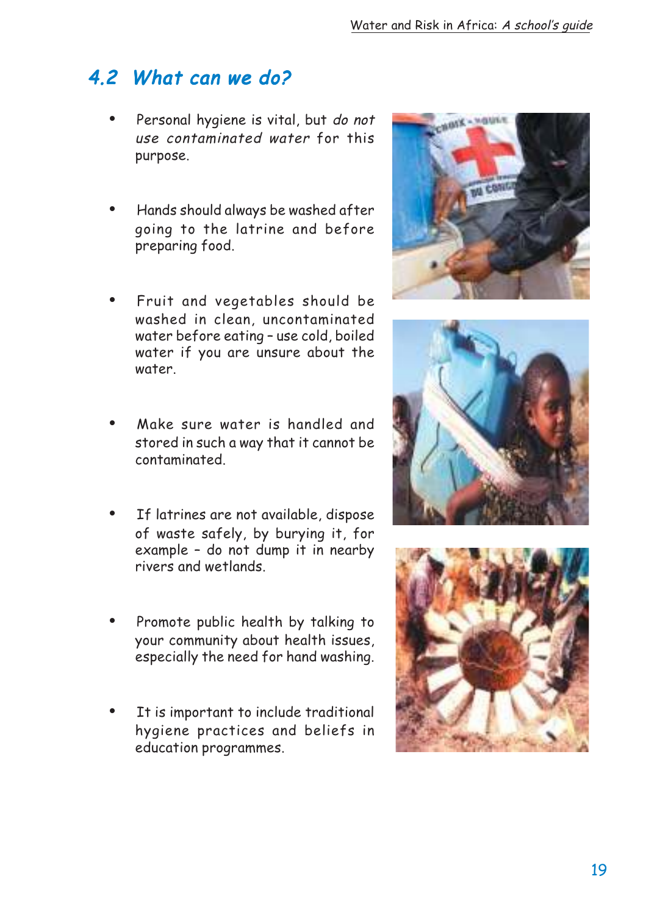## 4.2 What can we do?

- Personal hygiene is vital, but *do not use contaminated water* for this purpose.
- Hands should always be washed after going to the latrine and before preparing food.
- Fruit and vegetables should be washed in clean, uncontaminated water before eating – use cold, boiled water if you are unsure about the water.
- Make sure water is handled and stored in such a way that it cannot be contaminated.
- If latrines are not available, dispose of waste safely, by burying it, for example – do not dump it in nearby rivers and wetlands.
- Promote public health by talking to your community about health issues, especially the need for hand washing.
- It is important to include traditional hygiene practices and beliefs in education programmes.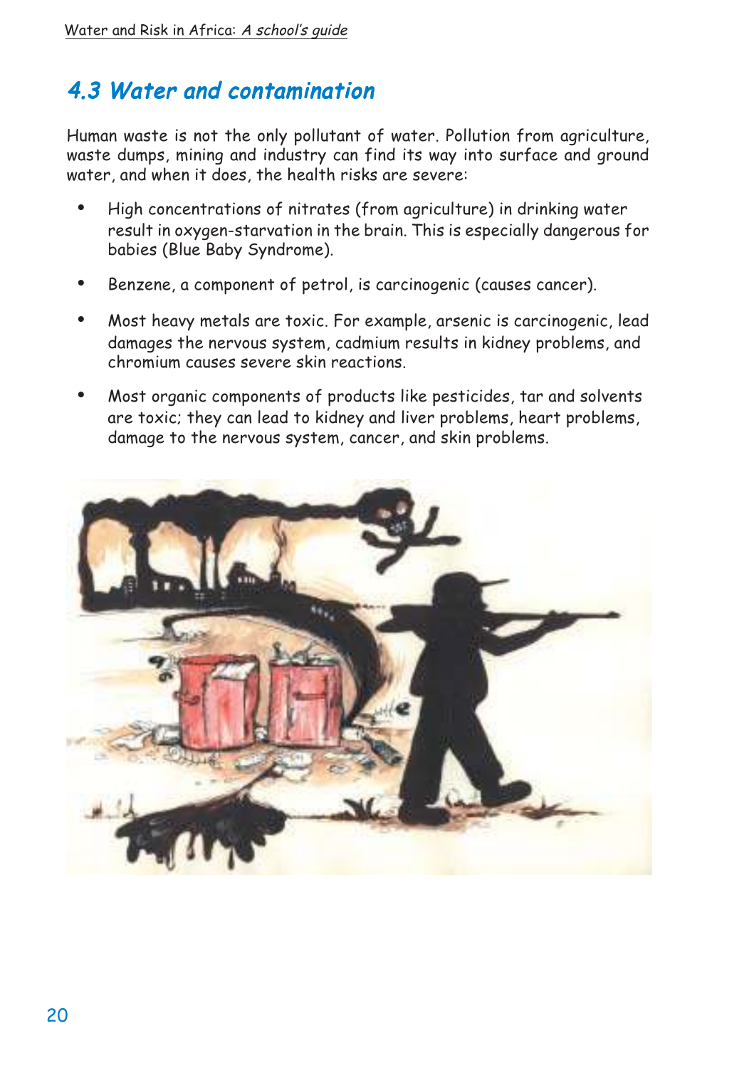## 4.3 Water and contamination

Human waste is not the only pollutant of water. Pollution from agriculture, waste dumps, mining and industry can find its way into surface and ground water, and when it does, the health risks are severe:

- High concentrations of nitrates (from agriculture) in drinking water result in oxygen-starvation in the brain. This is especially dangerous for babies (Blue Baby Syndrome).
- Benzene, a component of petrol, is carcinogenic (causes cancer).
- Most heavy metals are toxic. For example, arsenic is carcinogenic, lead damages the nervous system, cadmium results in kidney problems, and chromium causes severe skin reactions.
- Most organic components of products like pesticides, tar and solvents are toxic; they can lead to kidney and liver problems, heart problems, damage to the nervous system, cancer, and skin problems.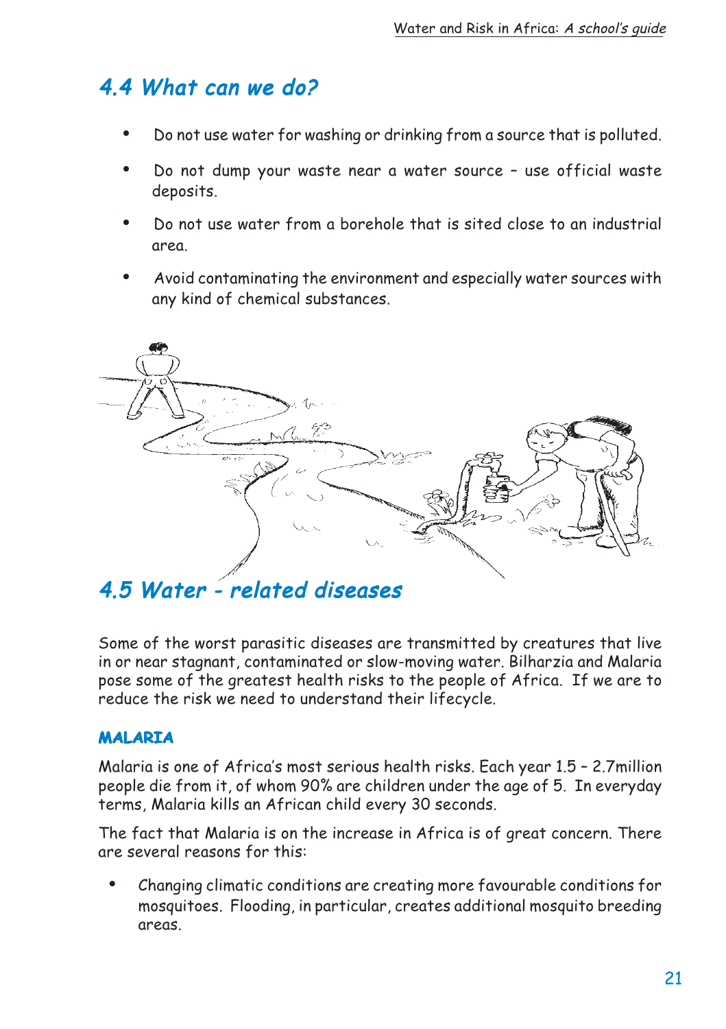## 4.4 What can we do?

- Do not use water for washing or drinking from a source that is polluted.
- Do not dump your waste near a water source – use official waste deposits.
- Do not use water from a borehole that is sited close to an industrial area.
- Avoid contaminating the environment and especially water sources with any kind of chemical substances.

## 4.5 Water - related diseases

Some of the worst parasitic diseases are transmitted by creatures that live in or near stagnant, contaminated or slow-moving water. Bilharzia and Malaria pose some of the greatest health risks to the people of Africa. If we are to reduce the risk we need to understand their lifecycle.

### MALARIA

Malaria is one of Africa's most serious health risks. Each year 1.5 – 2.7million people die from it, of whom 90% are children under the age of 5. In everyday terms, Malaria kills an African child every 30 seconds.

The fact that Malaria is on the increase in Africa is of great concern. There are several reasons for this:

- Changing climatic conditions are creating more favourable conditions for mosquitoes. Flooding, in particular, creates additional mosquito breeding areas.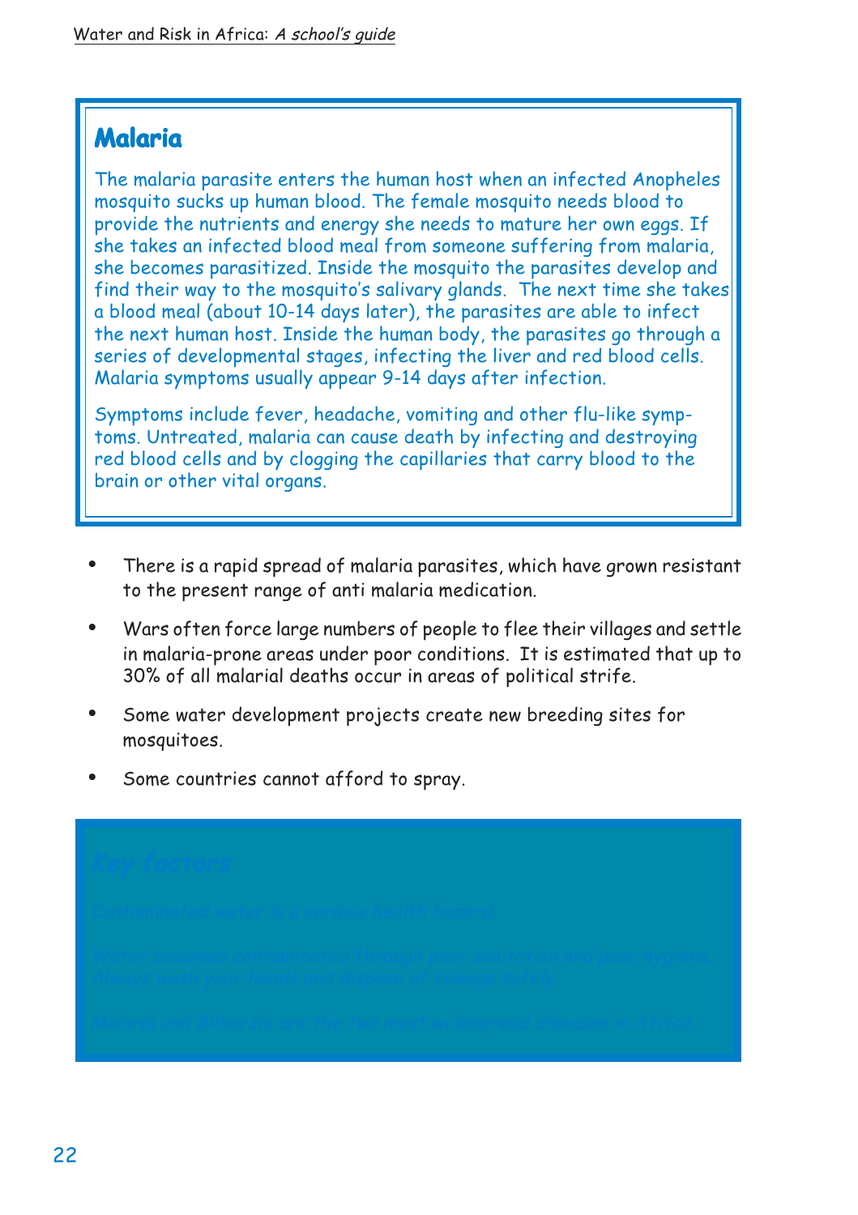## Malaria

The malaria parasite enters the human host when an infected Anopheles mosquito sucks up human blood. The female mosquito needs blood to provide the nutrients and energy she needs to mature her own eggs. If she takes an infected blood meal from someone suffering from malaria, she becomes parasitized. Inside the mosquito the parasites develop and find their way to the mosquito's salivary glands. The next time she takes a blood meal (about 10-14 days later), the parasites are able to infect the next human host. Inside the human body, the parasites go through a series of developmental stages, infecting the liver and red blood cells. Malaria symptoms usually appear 9-14 days after infection.

Symptoms include fever, headache, vomiting and other flu-like symptoms. Untreated, malaria can cause death by infecting and destroying red blood cells and by clogging the capillaries that carry blood to the brain or other vital organs.

- There is a rapid spread of malaria parasites, which have grown resistant to the present range of anti malaria medication.
- Wars often force large numbers of people to flee their villages and settle in malaria-prone areas under poor conditions. It is estimated that up to 30% of all malarial deaths occur in areas of political strife.
- Some water development projects create new breeding sites for mosquitoes.
- Some countries cannot afford to spray.

### Key factors

*Contaminated water is a serious health hazard.*

*Water becomes contaminated through poor sanitation and poor hygiene. Always wash your hands and dispose of sewage safely.*

*Malaria and Bilharzia are the two most widespread diseases in Africa.*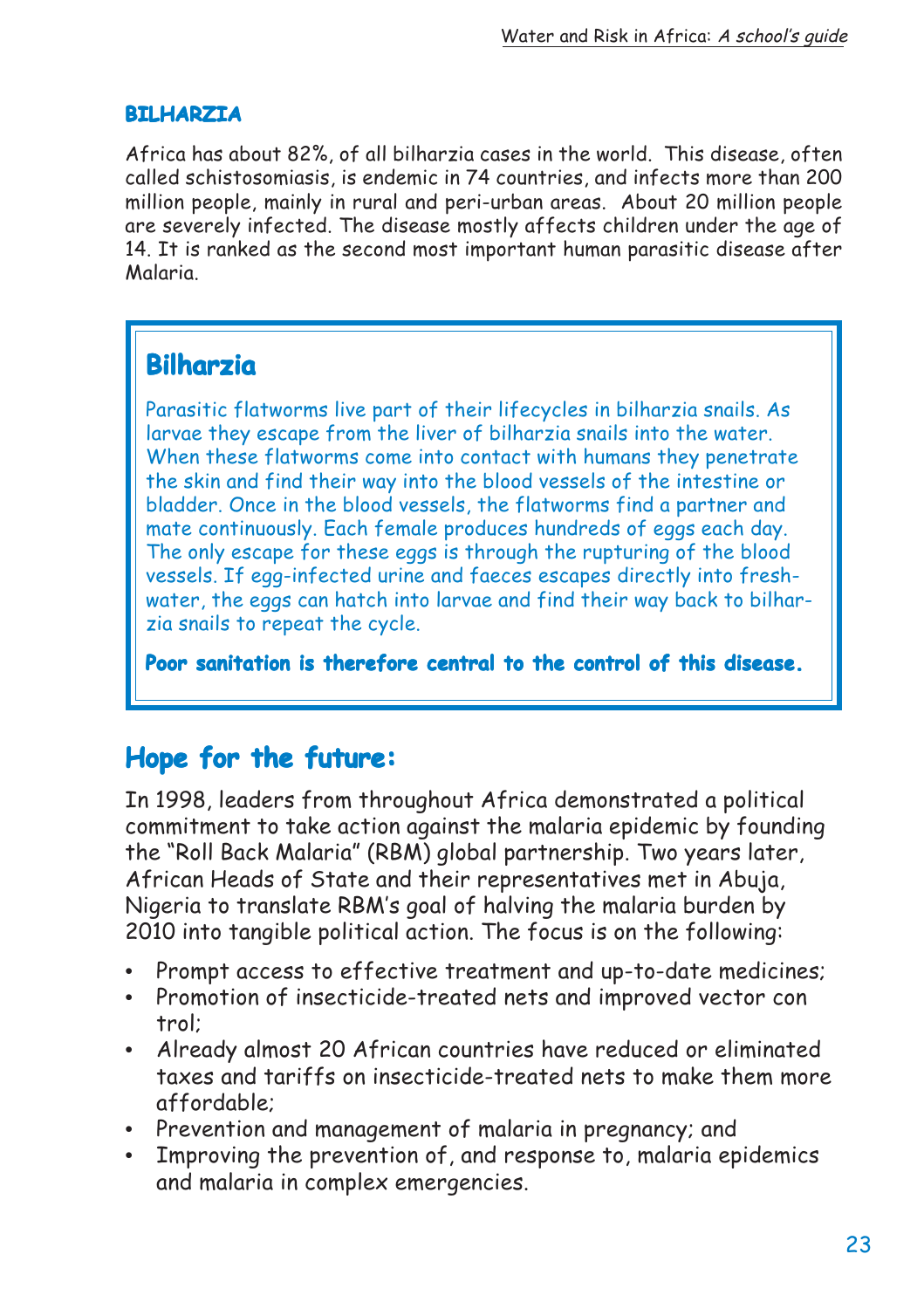## BILHARZIA

Africa has about 82%, of all bilharzia cases in the world. This disease, often called schistosomiasis, is endemic in 74 countries, and infects more than 200 million people, mainly in rural and peri-urban areas. About 20 million people are severely infected. The disease mostly affects children under the age of 14. It is ranked as the second most important human parasitic disease after Malaria.

### Bilharzia

Parasitic flatworms live part of their lifecycles in bilharzia snails. As larvae they escape from the liver of bilharzia snails into the water. When these flatworms come into contact with humans they penetrate the skin and find their way into the blood vessels of the intestine or bladder. Once in the blood vessels, the flatworms find a partner and mate continuously. Each female produces hundreds of eggs each day. The only escape for these eggs is through the rupturing of the blood vessels. If egg-infected urine and faeces escapes directly into fresh-water, the eggs can hatch into larvae and find their way back to bilharzia snails to repeat the cycle.

**Poor sanitation is therefore central to the control of this disease.**

## Hope for the future:

In 1998, leaders from throughout Africa demonstrated a political commitment to take action against the malaria epidemic by founding the “Roll Back Malaria” (RBM) global partnership. Two years later, African Heads of State and their representatives met in Abuja, Nigeria to translate RBM’s goal of halving the malaria burden by 2010 into tangible political action. The focus is on the following:

- Prompt access to effective treatment and up-to-date medicines;
- Promotion of insecticide-treated nets and improved vector control;
- Already almost 20 African countries have reduced or eliminated taxes and tariffs on insecticide-treated nets to make them more affordable;
- Prevention and management of malaria in pregnancy; and
- Improving the prevention of, and response to, malaria epidemics and malaria in complex emergencies.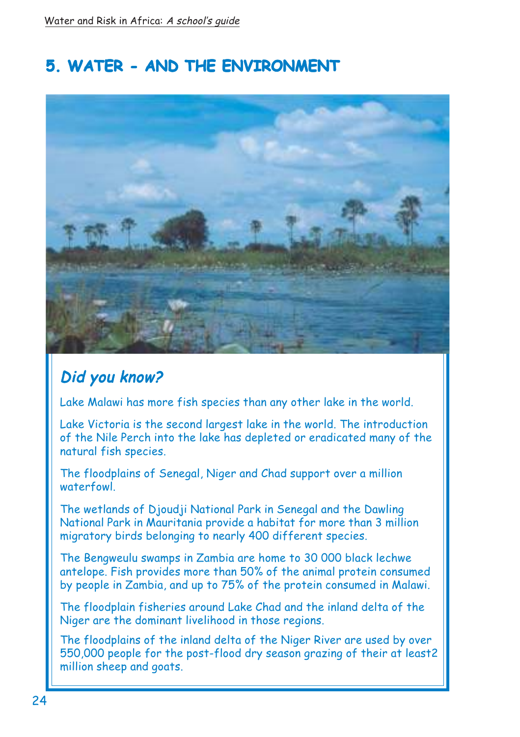# 5. WATER - AND THE ENVIRONMENT

## *Did you know?*

Lake Malawi has more fish species than any other lake in the world.

Lake Victoria is the second largest lake in the world. The introduction of the Nile Perch into the lake has depleted or eradicated many of the natural fish species.

The floodplains of Senegal, Niger and Chad support over a million waterfowl.

The wetlands of Djoudji National Park in Senegal and the Dawling National Park in Mauritania provide a habitat for more than 3 million migratory birds belonging to nearly 400 different species.

The Bengweulu swamps in Zambia are home to 30 000 black lechwe antelope. Fish provides more than 50% of the animal protein consumed by people in Zambia, and up to 75% of the protein consumed in Malawi.

The floodplain fisheries around Lake Chad and the inland delta of the Niger are the dominant livelihood in those regions.

The floodplains of the inland delta of the Niger River are used by over 550,000 people for the post-flood dry season grazing of their at least2 million sheep and goats.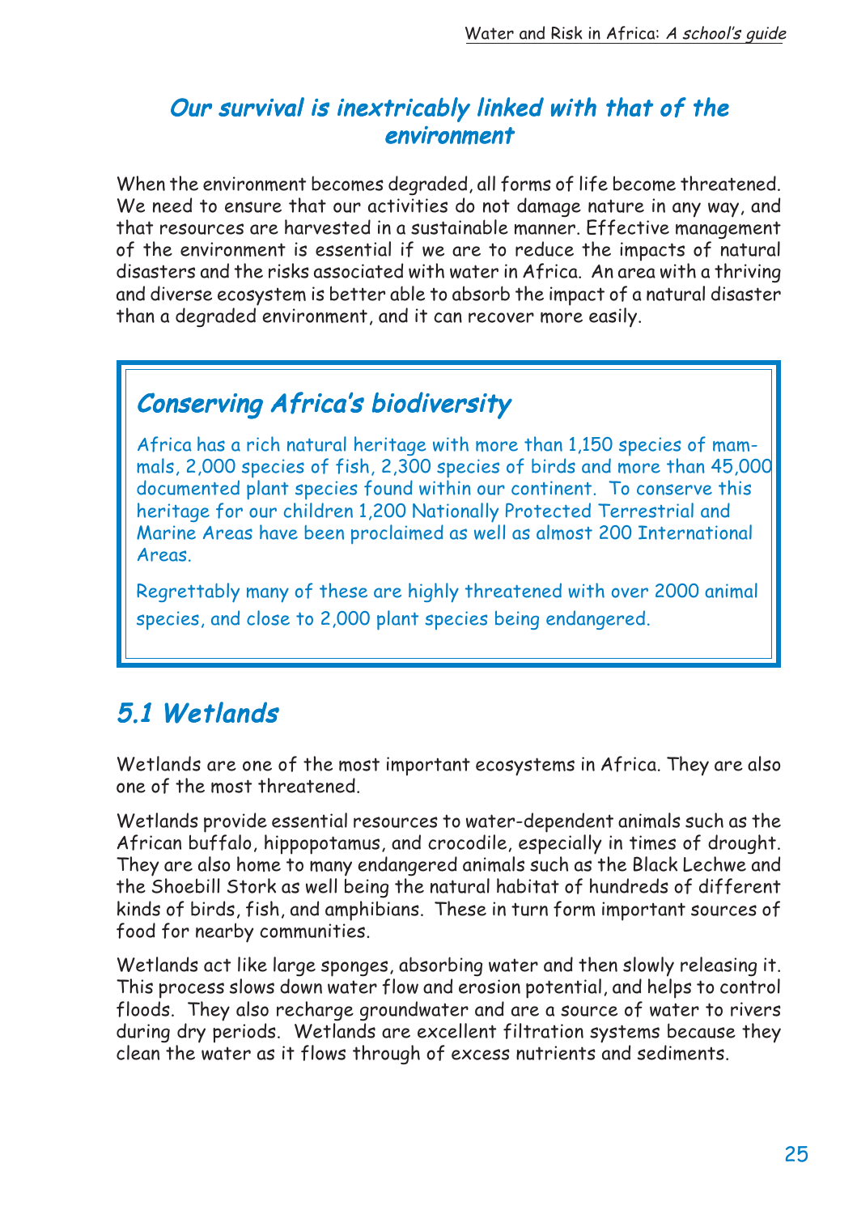## *Our survival is inextricably linked with that of the environment*

When the environment becomes degraded, all forms of life become threatened. We need to ensure that our activities do not damage nature in any way, and that resources are harvested in a sustainable manner. Effective management of the environment is essential if we are to reduce the impacts of natural disasters and the risks associated with water in Africa. An area with a thriving and diverse ecosystem is better able to absorb the impact of a natural disaster than a degraded environment, and it can recover more easily.

### *Conserving Africa's biodiversity*

Africa has a rich natural heritage with more than 1,150 species of mammals, 2,000 species of fish, 2,300 species of birds and more than 45,000 documented plant species found within our continent. To conserve this heritage for our children 1,200 Nationally Protected Terrestrial and Marine Areas have been proclaimed as well as almost 200 International Areas.

Regrettably many of these are highly threatened with over 2000 animal species, and close to 2,000 plant species being endangered.

## *5.1 Wetlands*

Wetlands are one of the most important ecosystems in Africa. They are also one of the most threatened.

Wetlands provide essential resources to water-dependent animals such as the African buffalo, hippopotamus, and crocodile, especially in times of drought. They are also home to many endangered animals such as the Black Lechwe and the Shoebill Stork as well being the natural habitat of hundreds of different kinds of birds, fish, and amphibians. These in turn form important sources of food for nearby communities.

Wetlands act like large sponges, absorbing water and then slowly releasing it. This process slows down water flow and erosion potential, and helps to control floods. They also recharge groundwater and are a source of water to rivers during dry periods. Wetlands are excellent filtration systems because they clean the water as it flows through of excess nutrients and sediments.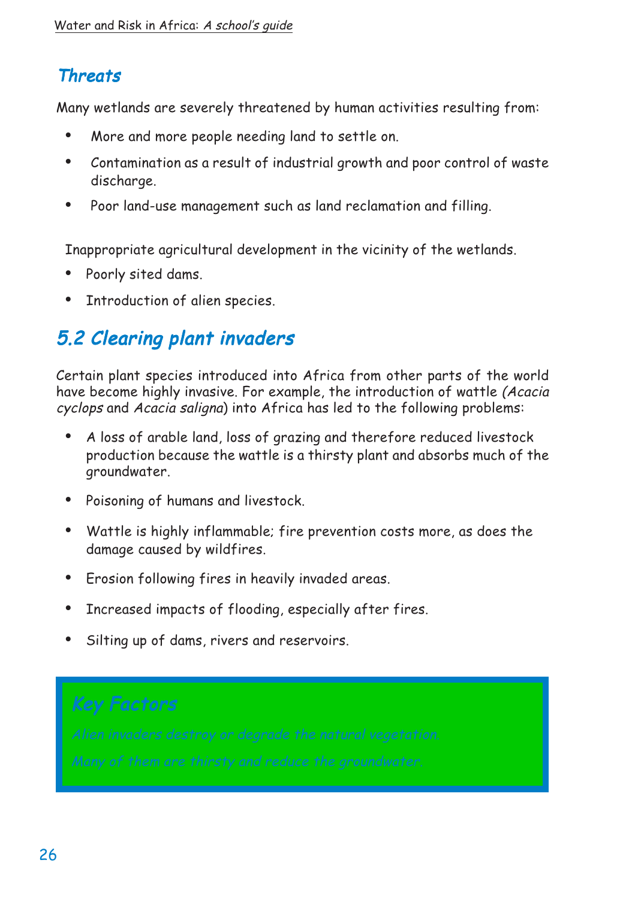## Threats

Many wetlands are severely threatened by human activities resulting from:

- More and more people needing land to settle on.
- Contamination as a result of industrial growth and poor control of waste discharge.
- Poor land-use management such as land reclamation and filling.

Inappropriate agricultural development in the vicinity of the wetlands.

- Poorly sited dams.
- Introduction of alien species.

## 5.2 Clearing plant invaders

Certain plant species introduced into Africa from other parts of the world have become highly invasive. For example, the introduction of wattle *(Acacia cyclops* and *Acacia saligna*) into Africa has led to the following problems:

- A loss of arable land, loss of grazing and therefore reduced livestock production because the wattle is a thirsty plant and absorbs much of the groundwater.
- Poisoning of humans and livestock.
- Wattle is highly inflammable; fire prevention costs more, as does the damage caused by wildfires.
- Erosion following fires in heavily invaded areas.
- Increased impacts of flooding, especially after fires.
- Silting up of dams, rivers and reservoirs.

### Key Factors

*Alien invaders destroy or degrade the natural vegetation.*

*Many of them are thirsty and reduce the groundwater.*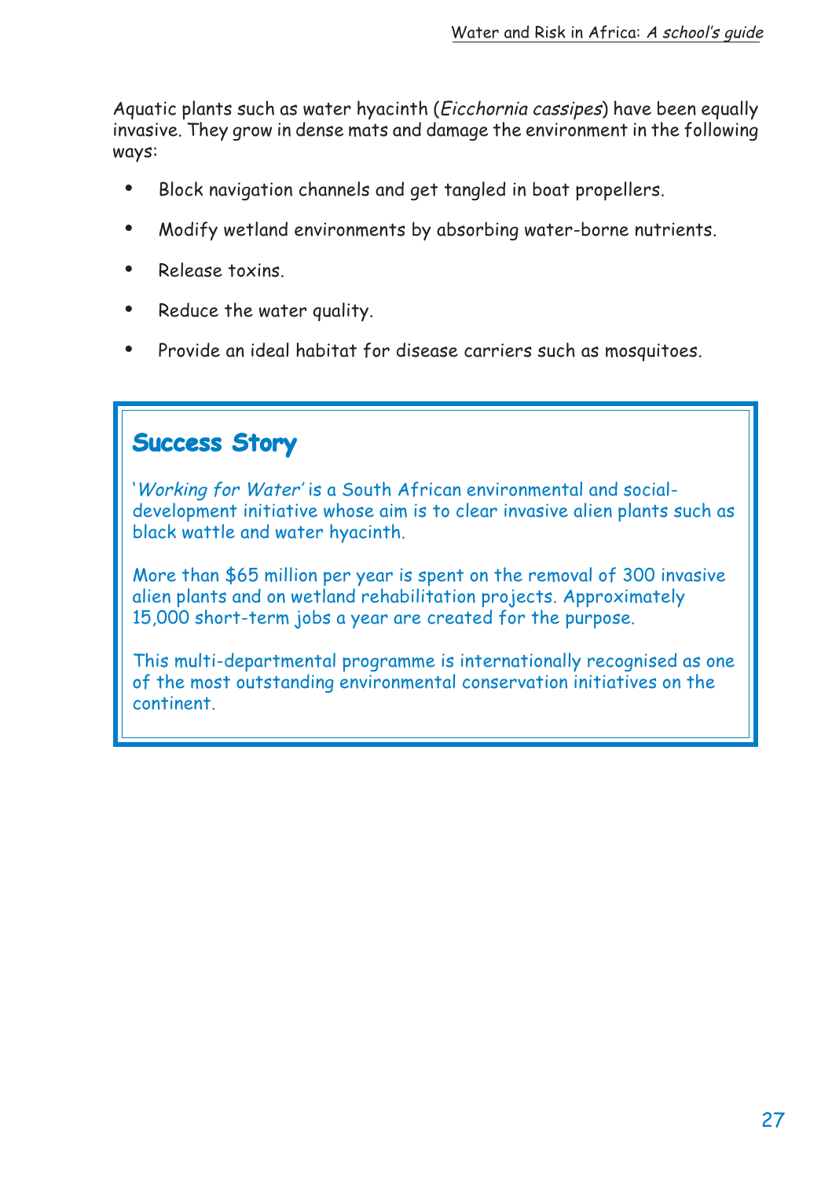Aquatic plants such as water hyacinth (*Eicchornia cassipes*) have been equally invasive. They grow in dense mats and damage the environment in the following ways:

- Block navigation channels and get tangled in boat propellers.
- Modify wetland environments by absorbing water-borne nutrients.
- Release toxins.
- Reduce the water quality.
- Provide an ideal habitat for disease carriers such as mosquitoes.

## Success Story

'*Working for Water*' is a South African environmental and social-development initiative whose aim is to clear invasive alien plants such as black wattle and water hyacinth.

More than $65 million per year is spent on the removal of 300 invasive alien plants and on wetland rehabilitation projects. Approximately 15,000 short-term jobs a year are created for the purpose.

This multi-departmental programme is internationally recognised as one of the most outstanding environmental conservation initiatives on the continent.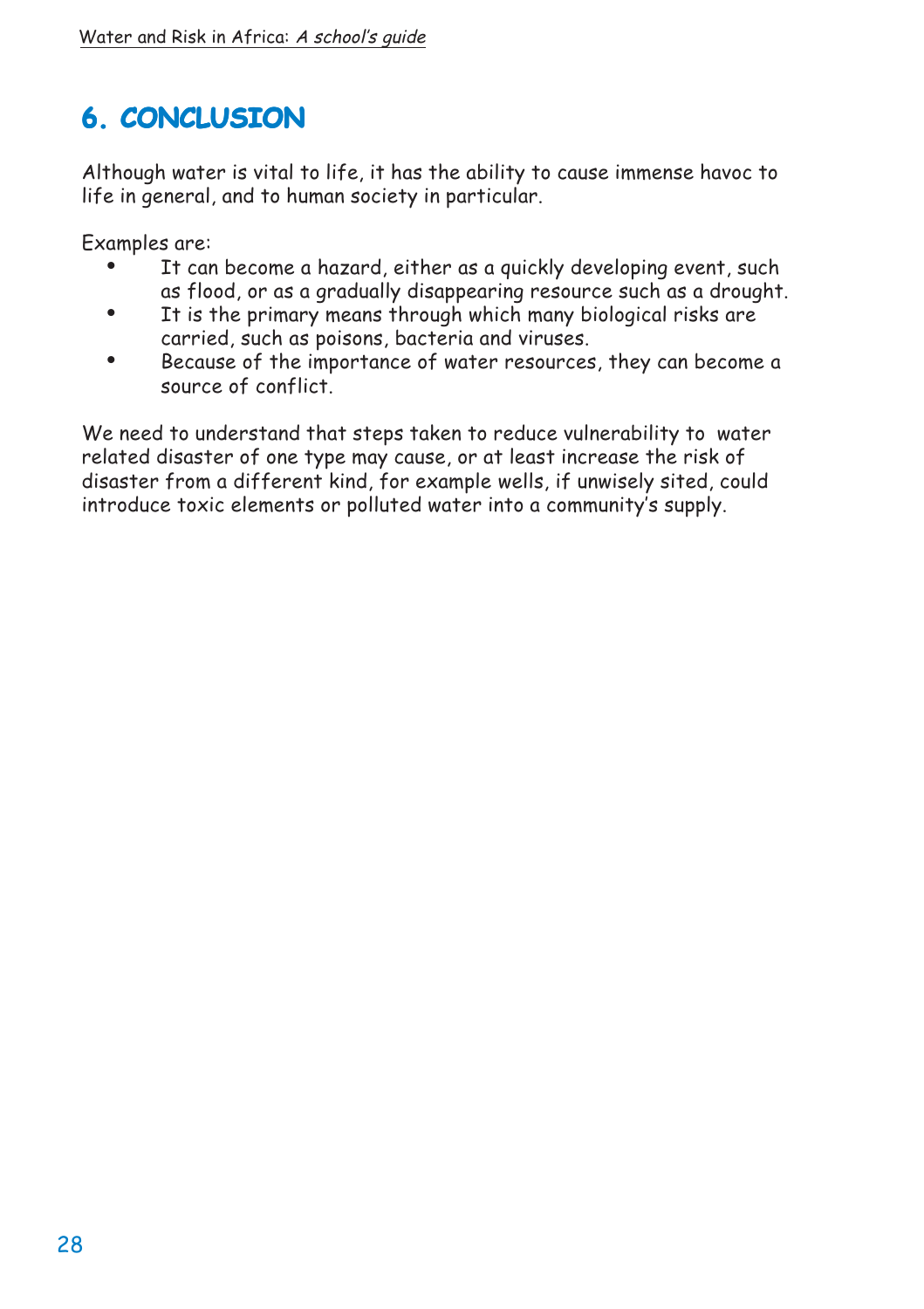## 6. CONCLUSION

Although water is vital to life, it has the ability to cause immense havoc to life in general, and to human society in particular.

Examples are:

- It can become a hazard, either as a quickly developing event, such as flood, or as a gradually disappearing resource such as a drought.
- It is the primary means through which many biological risks are carried, such as poisons, bacteria and viruses.
- Because of the importance of water resources, they can become a source of conflict.

We need to understand that steps taken to reduce vulnerability to water related disaster of one type may cause, or at least increase the risk of disaster from a different kind, for example wells, if unwisely sited, could introduce toxic elements or polluted water into a community's supply.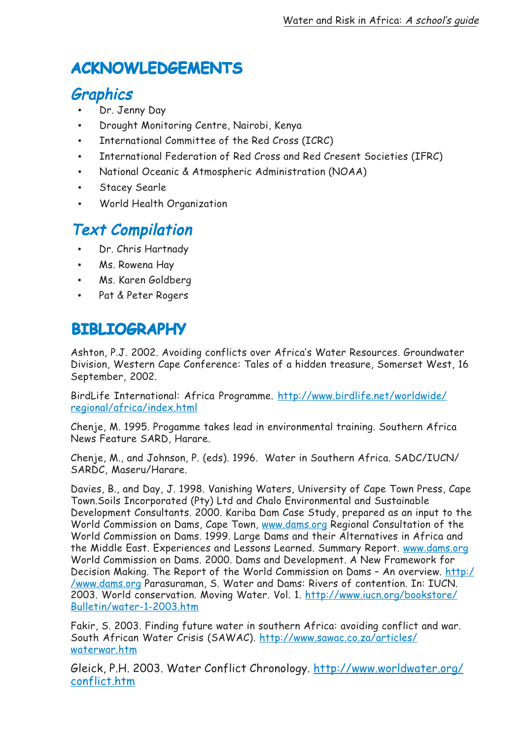# ACKNOWLEDGEMENTS

## *Graphics*

- Dr. Jenny Day
- Drought Monitoring Centre, Nairobi, Kenya
- International Committee of the Red Cross (ICRC)
- International Federation of Red Cross and Red Cresent Societies (IFRC)
- National Oceanic & Atmospheric Administration (NOAA)
- Stacey Searle
- World Health Organization

## *Text Compilation*

- Dr. Chris Hartnady
- Ms. Rowena Hay
- Ms. Karen Goldberg
- Pat & Peter Rogers

# BIBLIOGRAPHY

Ashton, P.J. 2002. Avoiding conflicts over Africa's Water Resources. Groundwater Division, Western Cape Conference: Tales of a hidden treasure, Somerset West, 16 September, 2002.

BirdLife International: Africa Programme. http://www.birdlife.net/worldwide/regional/africa/index.html

Chenje, M. 1995. Progamme takes lead in environmental training. Southern Africa News Feature SARD, Harare.

Chenje, M., and Johnson, P. (eds). 1996. Water in Southern Africa. SADC/IUCN/SARDC, Maseru/Harare.

Davies, B., and Day, J. 1998. Vanishing Waters, University of Cape Town Press, Cape Town.Soils Incorporated (Pty) Ltd and Chalo Environmental and Sustainable Development Consultants. 2000. Kariba Dam Case Study, prepared as an input to the World Commission on Dams, Cape Town, www.dams.org Regional Consultation of the World Commission on Dams. 1999. Large Dams and their Alternatives in Africa and the Middle East. Experiences and Lessons Learned. Summary Report. www.dams.org World Commission on Dams. 2000. Dams and Development. A New Framework for Decision Making. The Report of the World Commission on Dams – An overview. http://www.dams.org Parasuraman, S. Water and Dams: Rivers of contention. In: IUCN. 2003. World conservation. Moving Water. Vol. 1. http://www.iucn.org/bookstore/Bulletin/water-1-2003.htm

Fakir, S. 2003. Finding future water in southern Africa: avoiding conflict and war. South African Water Crisis (SAWAC). http://www.sawac.co.za/articles/waterwar.htm

Gleick, P.H. 2003. Water Conflict Chronology. http://www.worldwater.org/conflict.htm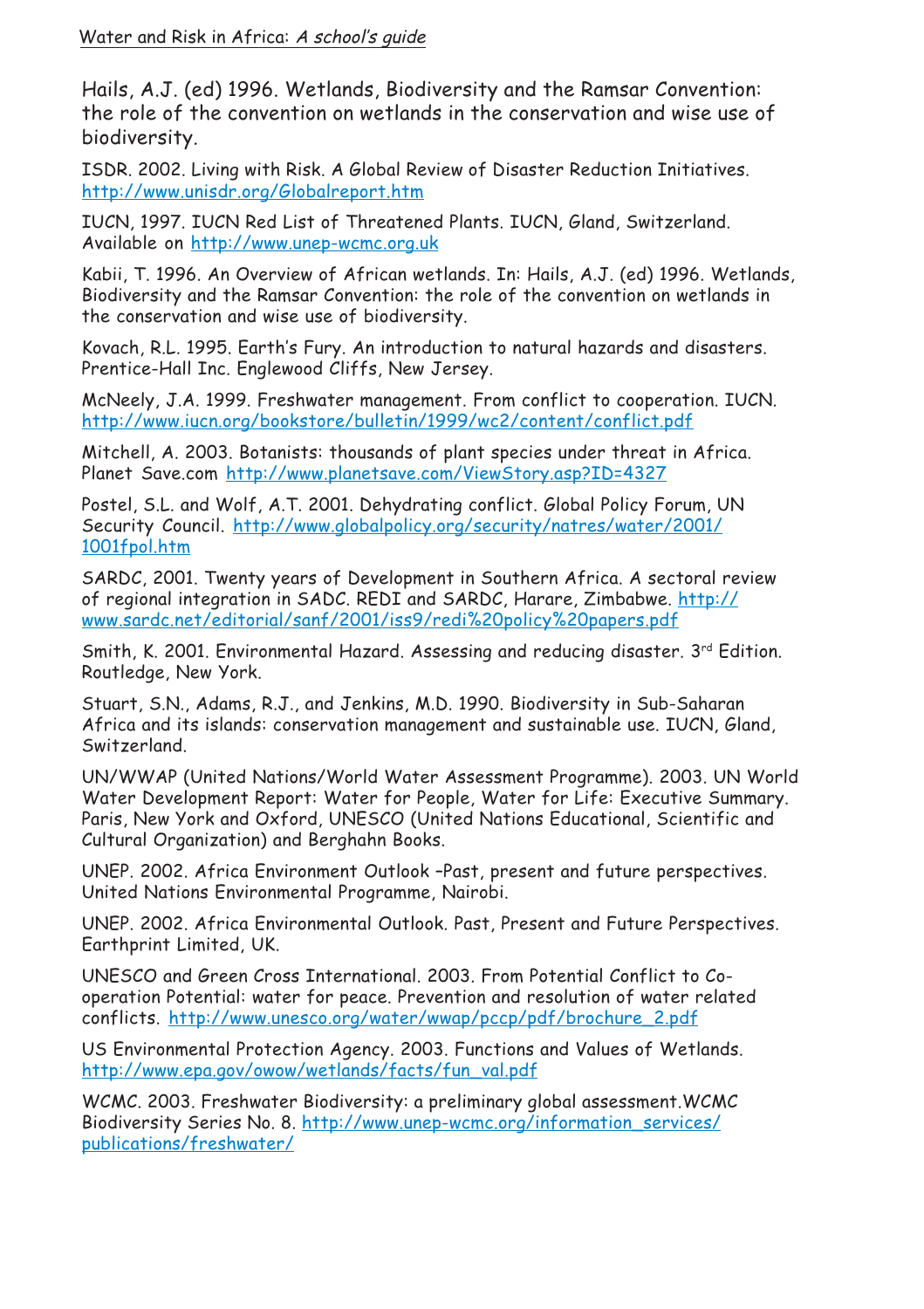Hails, A.J. (ed) 1996. Wetlands, Biodiversity and the Ramsar Convention: the role of the convention on wetlands in the conservation and wise use of biodiversity.

ISDR. 2002. Living with Risk. A Global Review of Disaster Reduction Initiatives. http://www.unisdr.org/Globalreport.htm

IUCN, 1997. IUCN Red List of Threatened Plants. IUCN, Gland, Switzerland. Available on http://www.unep-wcmc.org.uk

Kabii, T. 1996. An Overview of African wetlands. In: Hails, A.J. (ed) 1996. Wetlands, Biodiversity and the Ramsar Convention: the role of the convention on wetlands in the conservation and wise use of biodiversity.

Kovach, R.L. 1995. Earth's Fury. An introduction to natural hazards and disasters. Prentice-Hall Inc. Englewood Cliffs, New Jersey.

McNeely, J.A. 1999. Freshwater management. From conflict to cooperation. IUCN. http://www.iucn.org/bookstore/bulletin/1999/wc2/content/conflict.pdf

Mitchell, A. 2003. Botanists: thousands of plant species under threat in Africa. Planet Save.com http://www.planetsave.com/ViewStory.asp?ID=4327

Postel, S.L. and Wolf, A.T. 2001. Dehydrating conflict. Global Policy Forum, UN Security Council. http://www.globalpolicy.org/security/natres/water/2001/1001fpol.htm

SARDC, 2001. Twenty years of Development in Southern Africa. A sectoral review of regional integration in SADC. REDI and SARDC, Harare, Zimbabwe. http://www.sardc.net/editorial/sanf/2001/iss9/redi%20policy%20papers.pdf

Smith, K. 2001. Environmental Hazard. Assessing and reducing disaster. 3rd Edition. Routledge, New York.

Stuart, S.N., Adams, R.J., and Jenkins, M.D. 1990. Biodiversity in Sub-Saharan Africa and its islands: conservation management and sustainable use. IUCN, Gland, Switzerland.

UN/WWAP (United Nations/World Water Assessment Programme). 2003. UN World Water Development Report: Water for People, Water for Life: Executive Summary. Paris, New York and Oxford, UNESCO (United Nations Educational, Scientific and Cultural Organization) and Berghahn Books.

UNEP. 2002. Africa Environment Outlook –Past, present and future perspectives. United Nations Environmental Programme, Nairobi.

UNEP. 2002. Africa Environmental Outlook. Past, Present and Future Perspectives. Earthprint Limited, UK.

UNESCO and Green Cross International. 2003. From Potential Conflict to Co-operation Potential: water for peace. Prevention and resolution of water related conflicts. http://www.unesco.org/water/wwap/pccp/pdf/brochure_2.pdf

US Environmental Protection Agency. 2003. Functions and Values of Wetlands. http://www.epa.gov/owow/wetlands/facts/fun_val.pdf

WCMC. 2003. Freshwater Biodiversity: a preliminary global assessment.WCMC Biodiversity Series No. 8. http://www.unep-wcmc.org/information_services/publications/freshwater/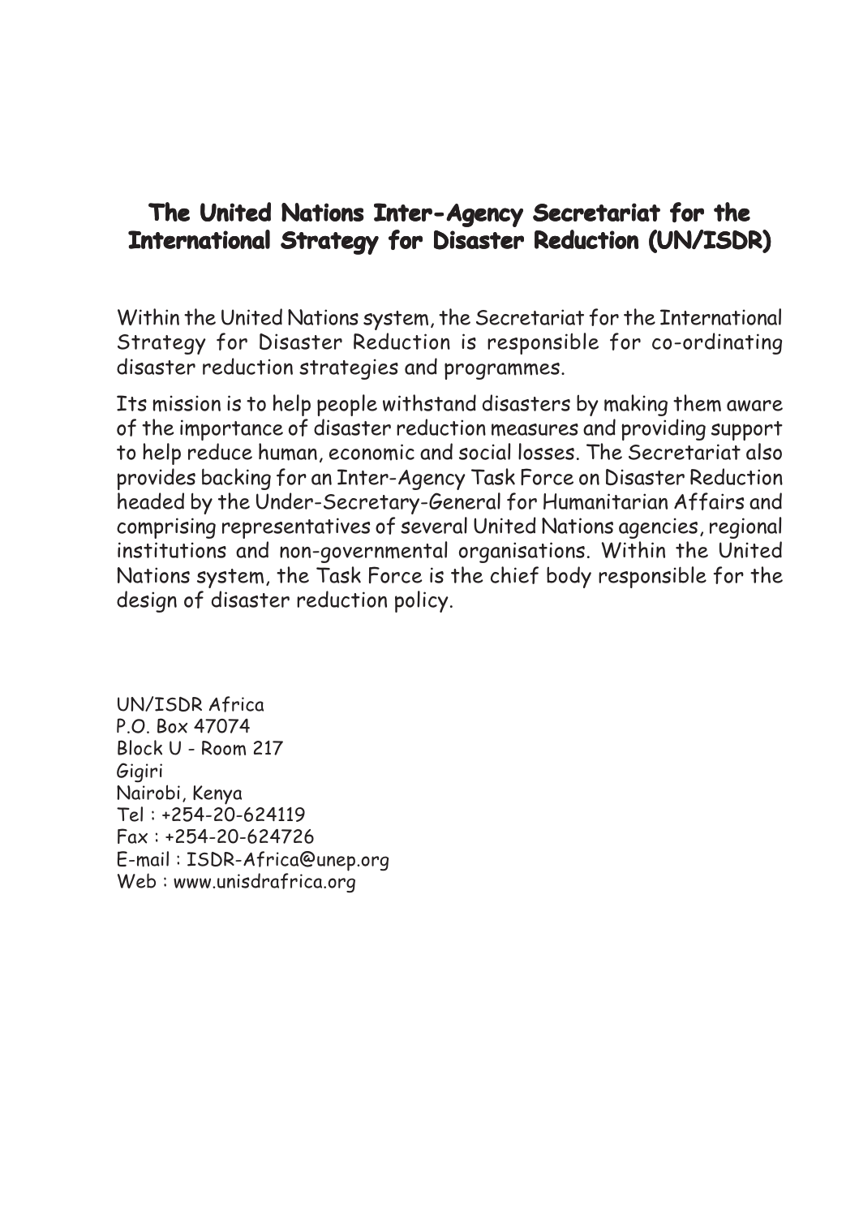## The United Nations Inter-Agency Secretariat for the International Strategy for Disaster Reduction (UN/ISDR)

Within the United Nations system, the Secretariat for the International Strategy for Disaster Reduction is responsible for co-ordinating disaster reduction strategies and programmes.

Its mission is to help people withstand disasters by making them aware of the importance of disaster reduction measures and providing support to help reduce human, economic and social losses. The Secretariat also provides backing for an Inter-Agency Task Force on Disaster Reduction headed by the Under-Secretary-General for Humanitarian Affairs and comprising representatives of several United Nations agencies, regional institutions and non-governmental organisations. Within the United Nations system, the Task Force is the chief body responsible for the design of disaster reduction policy.

UN/ISDR Africa  
P.O. Box 47074  
Block U - Room 217  
Gigiri  
Nairobi, Kenya  
Tel : +254-20-624119  
Fax : +254-20-624726  
E-mail : ISDR-Africa@unep.org  
Web : www.unisdrafrica.org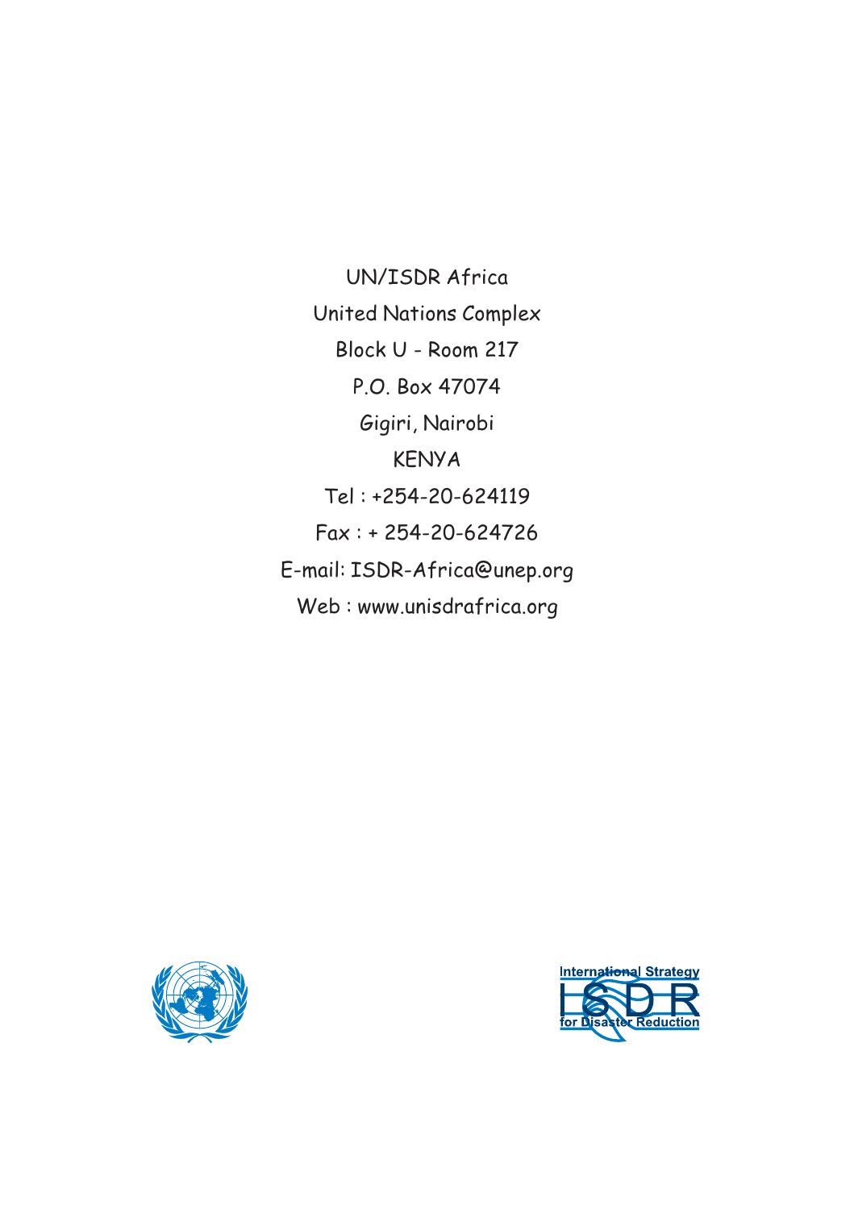UN/ISDR Africa

United Nations Complex

Block U - Room 217

P.O. Box 47074

Gigiri, Nairobi

KENYA

Tel : +254-20-624119

Fax : + 254-20-624726

E-mail: ISDR-Africa@unep.org

Web : www.unisdrafrica.org

International Strategy
ISDR
for Disaster Reduction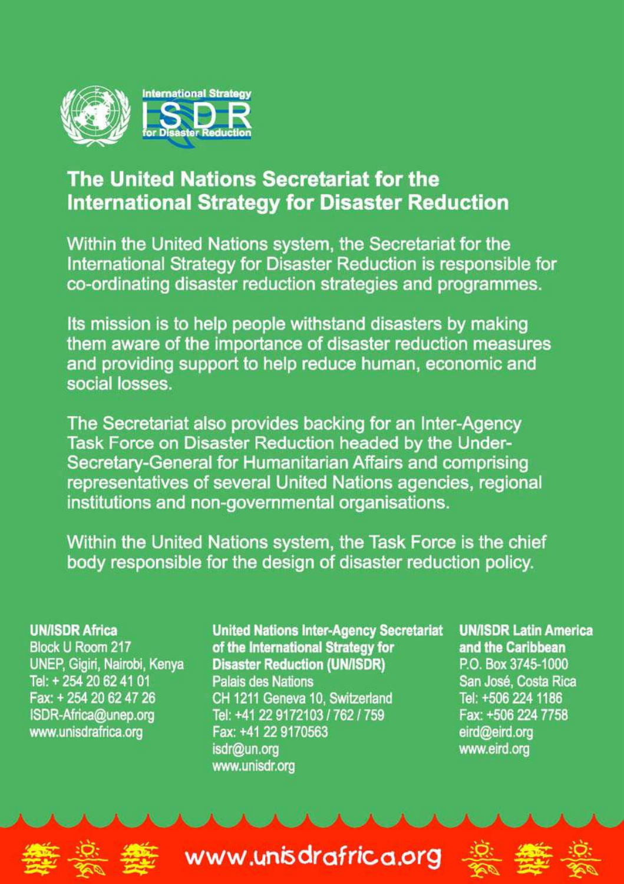International Strategy ISDR for Disaster Reduction

## The United Nations Secretariat for the International Strategy for Disaster Reduction

Within the United Nations system, the Secretariat for the International Strategy for Disaster Reduction is responsible for co-ordinating disaster reduction strategies and programmes.

Its mission is to help people withstand disasters by making them aware of the importance of disaster reduction measures and providing support to help reduce human, economic and social losses.

The Secretariat also provides backing for an Inter-Agency Task Force on Disaster Reduction headed by the Under-Secretary-General for Humanitarian Affairs and comprising representatives of several United Nations agencies, regional institutions and non-governmental organisations.

Within the United Nations system, the Task Force is the chief body responsible for the design of disaster reduction policy.

**UN/ISDR Africa**
Block U Room 217
UNEP, Gigiri, Nairobi, Kenya
Tel: + 254 20 62 41 01
Fax: + 254 20 62 47 26
ISDR-Africa@unep.org
www.unisdrafrica.org

**United Nations Inter-Agency Secretariat of the International Strategy for Disaster Reduction (UN/ISDR)**
Palais des Nations
CH 1211 Geneva 10, Switzerland
Tel: +41 22 9172103 / 762 / 759
Fax: +41 22 9170563
isdr@un.org
www.unisdr.org

**UN/ISDR Latin America and the Caribbean**
P.O. Box 3745-1000
San José, Costa Rica
Tel: +506 224 1186
Fax: +506 224 7758
eird@eird.org
www.eird.org

www.unisdrafrica.org